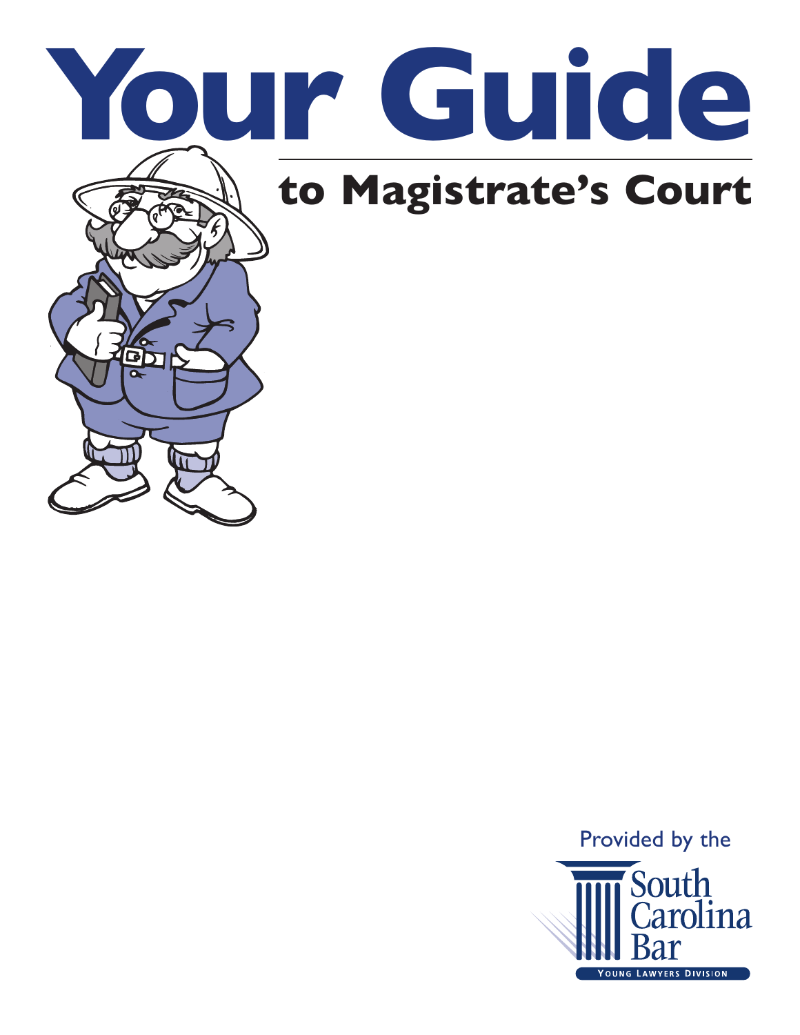# Your Guide

## to Magistrate's Court

Provided by the

South Carolina Bar

YOUNG LAWYERS DIVISION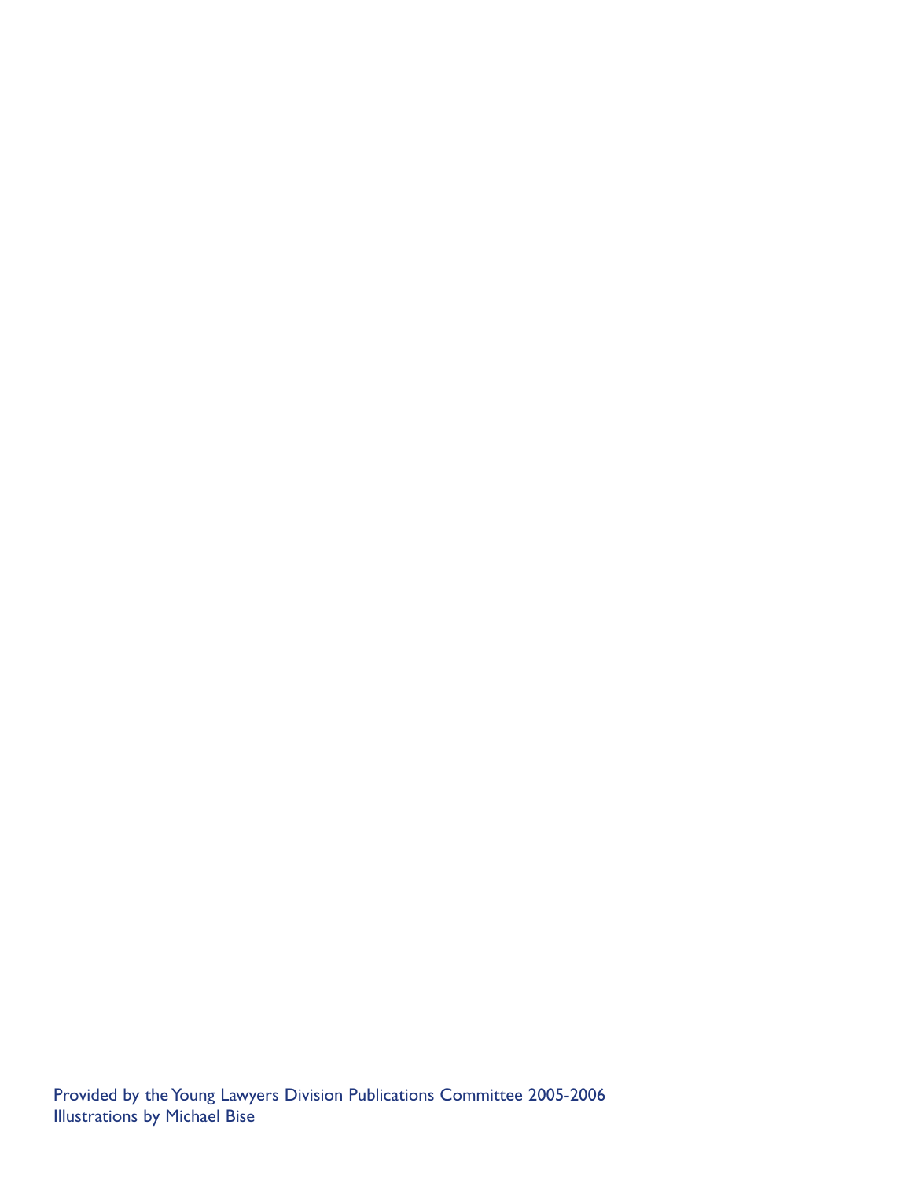Provided by the Young Lawyers Division Publications Committee 2005-2006
Illustrations by Michael Bise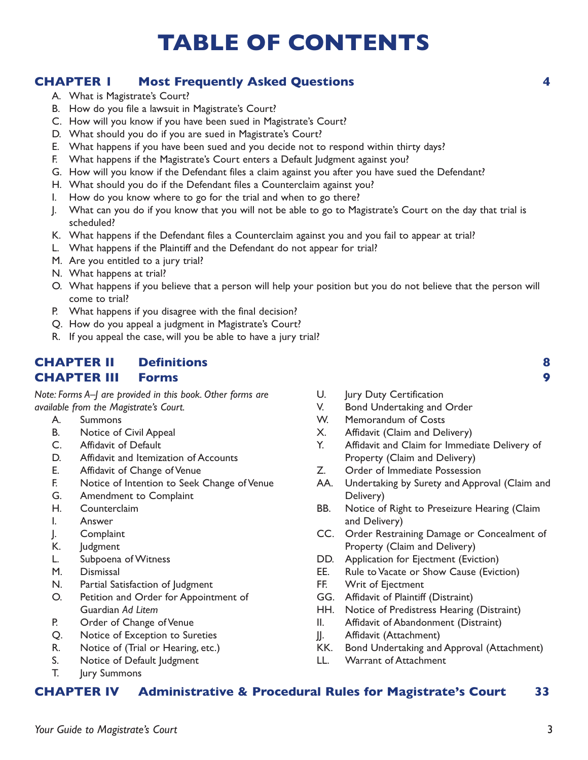# TABLE OF CONTENTS

## CHAPTER I Most Frequently Asked Questions 4

A. What is Magistrate's Court?
B. How do you file a lawsuit in Magistrate's Court?
C. How will you know if you have been sued in Magistrate's Court?
D. What should you do if you are sued in Magistrate's Court?
E. What happens if you have been sued and you decide not to respond within thirty days?
F. What happens if the Magistrate's Court enters a Default Judgment against you?
G. How will you know if the Defendant files a claim against you after you have sued the Defendant?
H. What should you do if the Defendant files a Counterclaim against you?
I. How do you know where to go for the trial and when to go there?
J. What can you do if you know that you will not be able to go to Magistrate's Court on the day that trial is scheduled?
K. What happens if the Defendant files a Counterclaim against you and you fail to appear at trial?
L. What happens if the Plaintiff and the Defendant do not appear for trial?
M. Are you entitled to a jury trial?
N. What happens at trial?
O. What happens if you believe that a person will help your position but you do not believe that the person will come to trial?
P. What happens if you disagree with the final decision?
Q. How do you appeal a judgment in Magistrate's Court?
R. If you appeal the case, will you be able to have a jury trial?

## CHAPTER II Definitions 8

## CHAPTER III Forms 9

*Note: Forms A–J are provided in this book. Other forms are available from the Magistrate's Court.*

A. Summons
B. Notice of Civil Appeal
C. Affidavit of Default
D. Affidavit and Itemization of Accounts
E. Affidavit of Change of Venue
F. Notice of Intention to Seek Change of Venue
G. Amendment to Complaint
H. Counterclaim
I. Answer
J. Complaint
K. Judgment
L. Subpoena of Witness
M. Dismissal
N. Partial Satisfaction of Judgment
O. Petition and Order for Appointment of Guardian *Ad Litem*
P. Order of Change of Venue
Q. Notice of Exception to Sureties
R. Notice of (Trial or Hearing, etc.)
S. Notice of Default Judgment
T. Jury Summons
U. Jury Duty Certification
V. Bond Undertaking and Order
W. Memorandum of Costs
X. Affidavit (Claim and Delivery)
Y. Affidavit and Claim for Immediate Delivery of Property (Claim and Delivery)
Z. Order of Immediate Possession
AA. Undertaking by Surety and Approval (Claim and Delivery)
BB. Notice of Right to Preseizure Hearing (Claim and Delivery)
CC. Order Restraining Damage or Concealment of Property (Claim and Delivery)
DD. Application for Ejectment (Eviction)
EE. Rule to Vacate or Show Cause (Eviction)
FF. Writ of Ejectment
GG. Affidavit of Plaintiff (Distraint)
HH. Notice of Predistress Hearing (Distraint)
II. Affidavit of Abandonment (Distraint)
JJ. Affidavit (Attachment)
KK. Bond Undertaking and Approval (Attachment)
LL. Warrant of Attachment

## CHAPTER IV Administrative & Procedural Rules for Magistrate's Court 33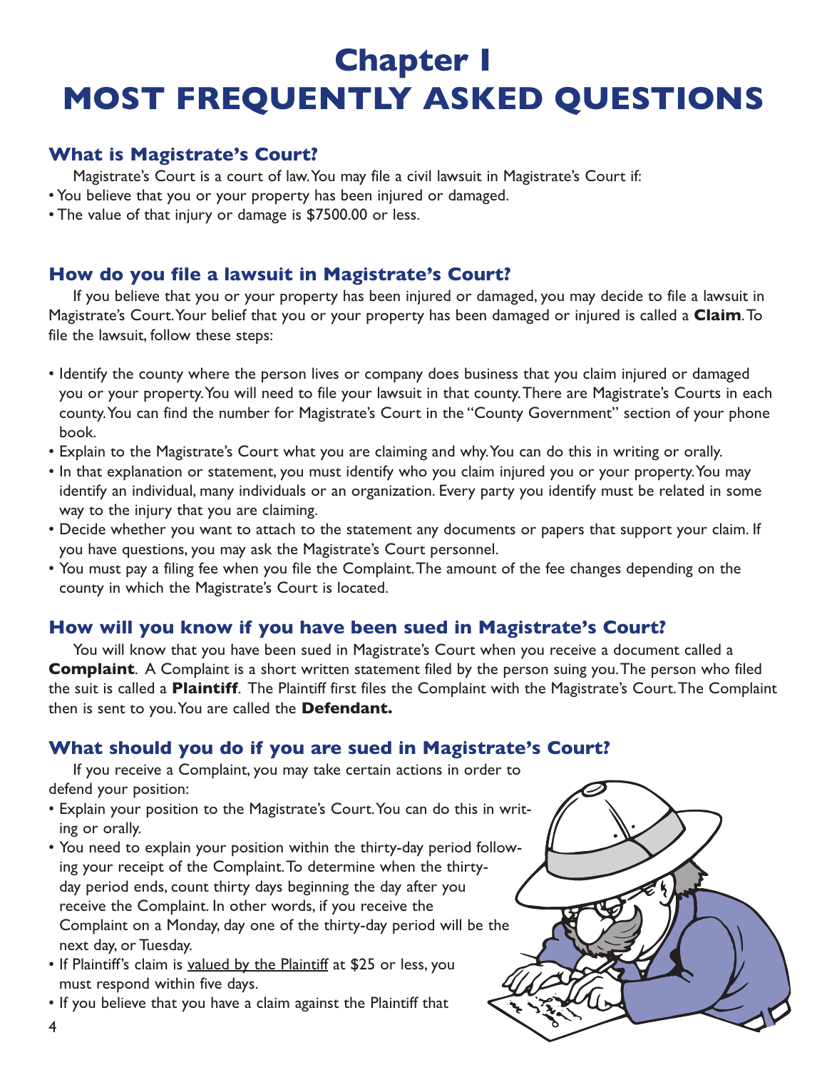# Chapter I
# MOST FREQUENTLY ASKED QUESTIONS

## What is Magistrate's Court?

Magistrate's Court is a court of law. You may file a civil lawsuit in Magistrate's Court if:

- You believe that you or your property has been injured or damaged.
- The value of that injury or damage is $7500.00 or less.

## How do you file a lawsuit in Magistrate's Court?

If you believe that you or your property has been injured or damaged, you may decide to file a lawsuit in Magistrate's Court. Your belief that you or your property has been damaged or injured is called a **Claim**. To file the lawsuit, follow these steps:

- Identify the county where the person lives or company does business that you claim injured or damaged you or your property. You will need to file your lawsuit in that county. There are Magistrate's Courts in each county. You can find the number for Magistrate's Court in the "County Government" section of your phone book.
- Explain to the Magistrate's Court what you are claiming and why. You can do this in writing or orally.
- In that explanation or statement, you must identify who you claim injured you or your property. You may identify an individual, many individuals or an organization. Every party you identify must be related in some way to the injury that you are claiming.
- Decide whether you want to attach to the statement any documents or papers that support your claim. If you have questions, you may ask the Magistrate's Court personnel.
- You must pay a filing fee when you file the Complaint. The amount of the fee changes depending on the county in which the Magistrate's Court is located.

## How will you know if you have been sued in Magistrate's Court?

You will know that you have been sued in Magistrate's Court when you receive a document called a **Complaint**. A Complaint is a short written statement filed by the person suing you. The person who filed the suit is called a **Plaintiff**. The Plaintiff first files the Complaint with the Magistrate's Court. The Complaint then is sent to you. You are called the **Defendant.**

## What should you do if you are sued in Magistrate's Court?

If you receive a Complaint, you may take certain actions in order to defend your position:

- Explain your position to the Magistrate's Court. You can do this in writing or orally.
- You need to explain your position within the thirty-day period following your receipt of the Complaint. To determine when the thirty-day period ends, count thirty days beginning the day after you receive the Complaint. In other words, if you receive the Complaint on a Monday, day one of the thirty-day period will be the next day, or Tuesday.
- If Plaintiff's claim is <u>valued by the Plaintiff</u> at $25 or less, you must respond within five days.
- If you believe that you have a claim against the Plaintiff that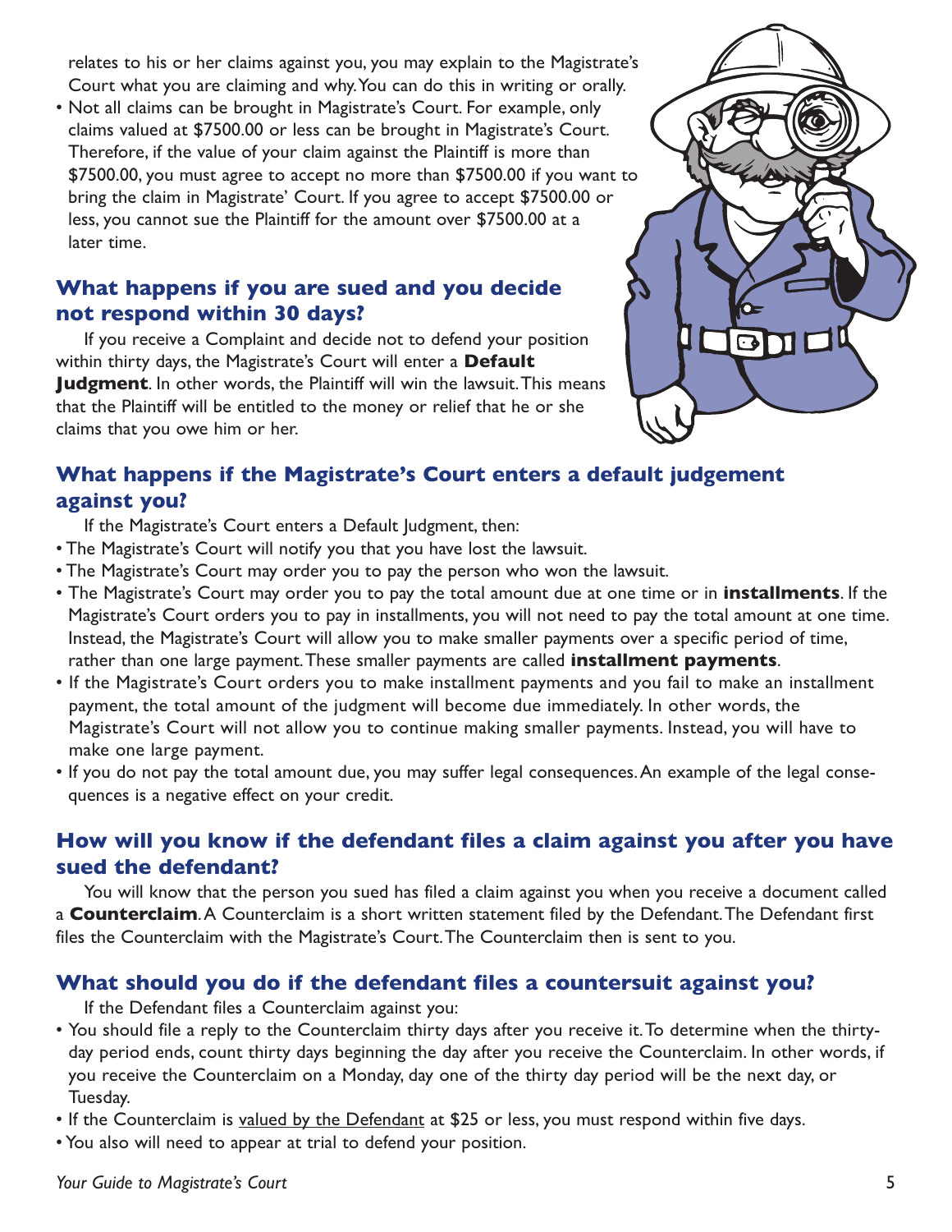relates to his or her claims against you, you may explain to the Magistrate's Court what you are claiming and why. You can do this in writing or orally.

- Not all claims can be brought in Magistrate's Court. For example, only claims valued at $7500.00 or less can be brought in Magistrate's Court. Therefore, if the value of your claim against the Plaintiff is more than $7500.00, you must agree to accept no more than $7500.00 if you want to bring the claim in Magistrate' Court. If you agree to accept $7500.00 or less, you cannot sue the Plaintiff for the amount over $7500.00 at a later time.

## What happens if you are sued and you decide not respond within 30 days?

If you receive a Complaint and decide not to defend your position within thirty days, the Magistrate's Court will enter a **Default Judgment**. In other words, the Plaintiff will win the lawsuit. This means that the Plaintiff will be entitled to the money or relief that he or she claims that you owe him or her.

## What happens if the Magistrate's Court enters a default judgement against you?

If the Magistrate's Court enters a Default Judgment, then:

- The Magistrate's Court will notify you that you have lost the lawsuit.
- The Magistrate's Court may order you to pay the person who won the lawsuit.
- The Magistrate's Court may order you to pay the total amount due at one time or in **installments**. If the Magistrate's Court orders you to pay in installments, you will not need to pay the total amount at one time. Instead, the Magistrate's Court will allow you to make smaller payments over a specific period of time, rather than one large payment. These smaller payments are called **installment payments**.
- If the Magistrate's Court orders you to make installment payments and you fail to make an installment payment, the total amount of the judgment will become due immediately. In other words, the Magistrate's Court will not allow you to continue making smaller payments. Instead, you will have to make one large payment.
- If you do not pay the total amount due, you may suffer legal consequences. An example of the legal consequences is a negative effect on your credit.

## How will you know if the defendant files a claim against you after you have sued the defendant?

You will know that the person you sued has filed a claim against you when you receive a document called a **Counterclaim**. A Counterclaim is a short written statement filed by the Defendant. The Defendant first files the Counterclaim with the Magistrate's Court. The Counterclaim then is sent to you.

## What should you do if the defendant files a countersuit against you?

If the Defendant files a Counterclaim against you:

- You should file a reply to the Counterclaim thirty days after you receive it. To determine when the thirty-day period ends, count thirty days beginning the day after you receive the Counterclaim. In other words, if you receive the Counterclaim on a Monday, day one of the thirty day period will be the next day, or Tuesday.
- If the Counterclaim is <u>valued by the Defendant</u> at $25 or less, you must respond within five days.
- You also will need to appear at trial to defend your position.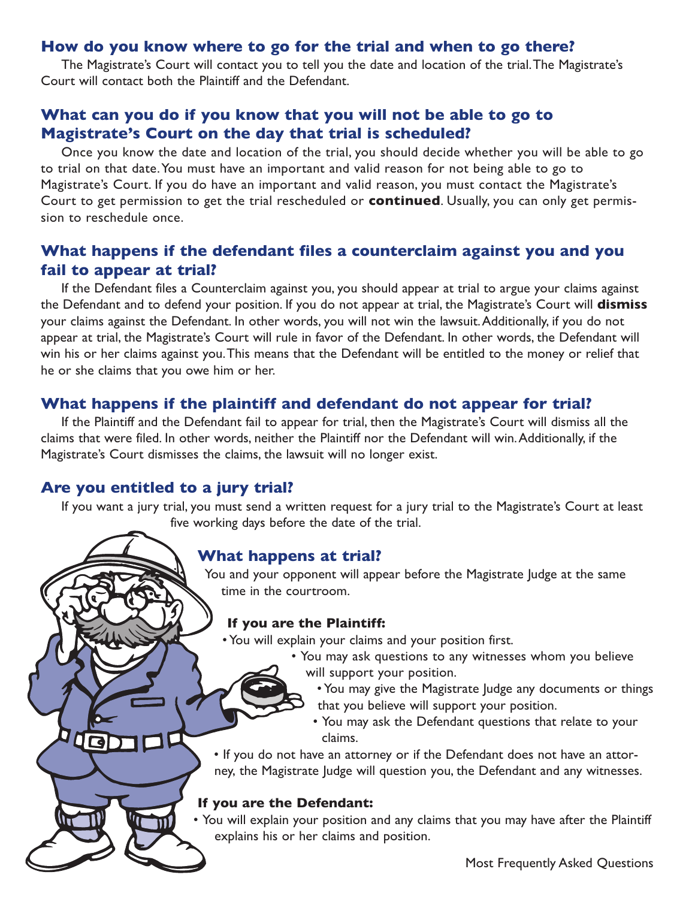## How do you know where to go for the trial and when to go there?

The Magistrate's Court will contact you to tell you the date and location of the trial. The Magistrate's Court will contact both the Plaintiff and the Defendant.

## What can you do if you know that you will not be able to go to Magistrate's Court on the day that trial is scheduled?

Once you know the date and location of the trial, you should decide whether you will be able to go to trial on that date. You must have an important and valid reason for not being able to go to Magistrate's Court. If you do have an important and valid reason, you must contact the Magistrate's Court to get permission to get the trial rescheduled or **continued**. Usually, you can only get permission to reschedule once.

## What happens if the defendant files a counterclaim against you and you fail to appear at trial?

If the Defendant files a Counterclaim against you, you should appear at trial to argue your claims against the Defendant and to defend your position. If you do not appear at trial, the Magistrate's Court will **dismiss** your claims against the Defendant. In other words, you will not win the lawsuit. Additionally, if you do not appear at trial, the Magistrate's Court will rule in favor of the Defendant. In other words, the Defendant will win his or her claims against you. This means that the Defendant will be entitled to the money or relief that he or she claims that you owe him or her.

## What happens if the plaintiff and defendant do not appear for trial?

If the Plaintiff and the Defendant fail to appear for trial, then the Magistrate's Court will dismiss all the claims that were filed. In other words, neither the Plaintiff nor the Defendant will win. Additionally, if the Magistrate's Court dismisses the claims, the lawsuit will no longer exist.

## Are you entitled to a jury trial?

If you want a jury trial, you must send a written request for a jury trial to the Magistrate's Court at least five working days before the date of the trial.

## What happens at trial?

You and your opponent will appear before the Magistrate Judge at the same time in the courtroom.

### If you are the Plaintiff:

- You will explain your claims and your position first.
- You may ask questions to any witnesses whom you believe will support your position.
- You may give the Magistrate Judge any documents or things that you believe will support your position.
- You may ask the Defendant questions that relate to your claims.
- If you do not have an attorney or if the Defendant does not have an attorney, the Magistrate Judge will question you, the Defendant and any witnesses.

### If you are the Defendant:

- You will explain your position and any claims that you may have after the Plaintiff explains his or her claims and position.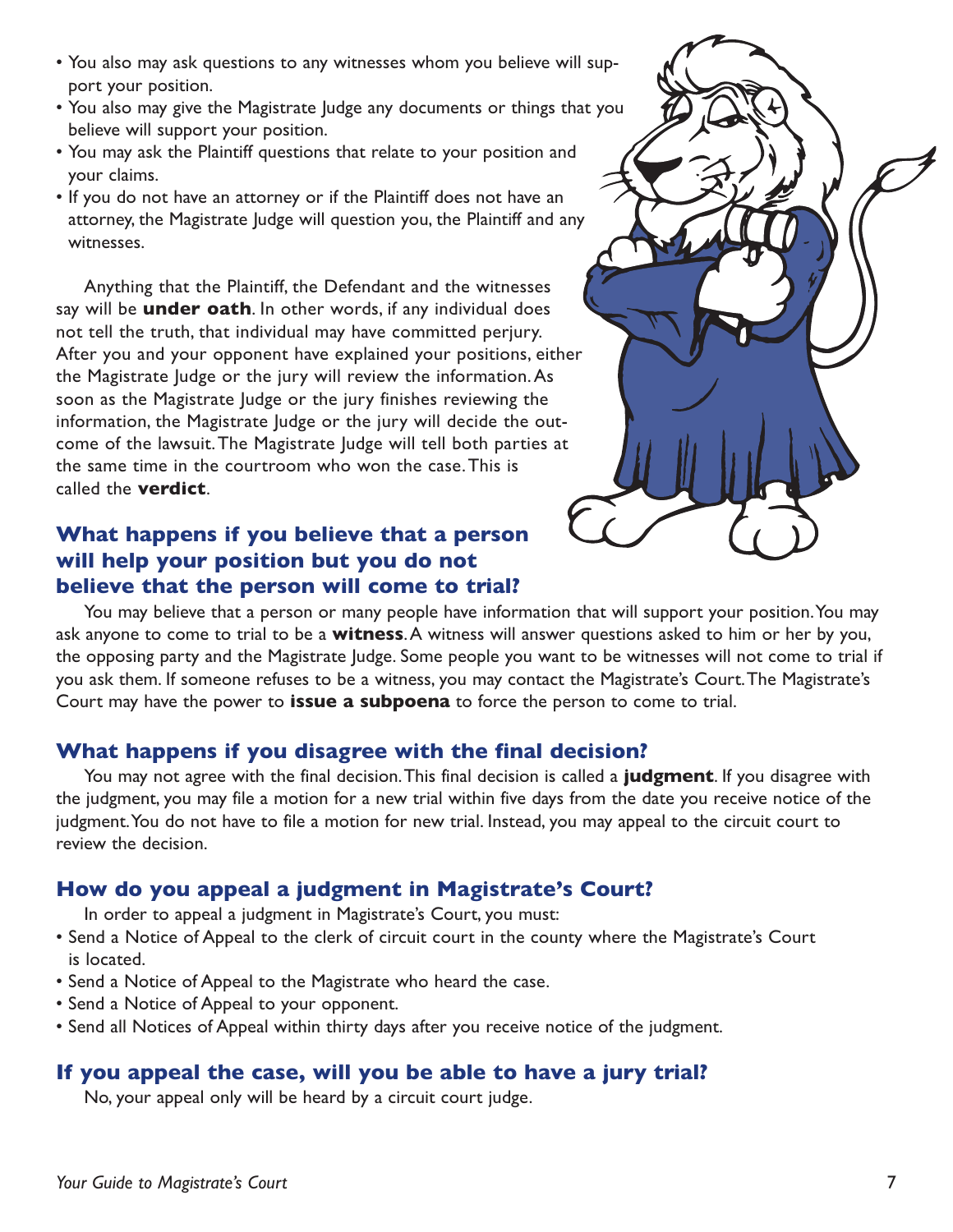- You also may ask questions to any witnesses whom you believe will support your position.
- You also may give the Magistrate Judge any documents or things that you believe will support your position.
- You may ask the Plaintiff questions that relate to your position and your claims.
- If you do not have an attorney or if the Plaintiff does not have an attorney, the Magistrate Judge will question you, the Plaintiff and any witnesses.

Anything that the Plaintiff, the Defendant and the witnesses say will be **under oath**. In other words, if any individual does not tell the truth, that individual may have committed perjury. After you and your opponent have explained your positions, either the Magistrate Judge or the jury will review the information. As soon as the Magistrate Judge or the jury finishes reviewing the information, the Magistrate Judge or the jury will decide the outcome of the lawsuit. The Magistrate Judge will tell both parties at the same time in the courtroom who won the case. This is called the **verdict**.

## What happens if you believe that a person will help your position but you do not believe that the person will come to trial?

You may believe that a person or many people have information that will support your position. You may ask anyone to come to trial to be a **witness**. A witness will answer questions asked to him or her by you, the opposing party and the Magistrate Judge. Some people you want to be witnesses will not come to trial if you ask them. If someone refuses to be a witness, you may contact the Magistrate's Court. The Magistrate's Court may have the power to **issue a subpoena** to force the person to come to trial.

## What happens if you disagree with the final decision?

You may not agree with the final decision. This final decision is called a **judgment**. If you disagree with the judgment, you may file a motion for a new trial within five days from the date you receive notice of the judgment. You do not have to file a motion for new trial. Instead, you may appeal to the circuit court to review the decision.

## How do you appeal a judgment in Magistrate's Court?

In order to appeal a judgment in Magistrate's Court, you must:

- Send a Notice of Appeal to the clerk of circuit court in the county where the Magistrate's Court is located.
- Send a Notice of Appeal to the Magistrate who heard the case.
- Send a Notice of Appeal to your opponent.
- Send all Notices of Appeal within thirty days after you receive notice of the judgment.

## If you appeal the case, will you be able to have a jury trial?

No, your appeal only will be heard by a circuit court judge.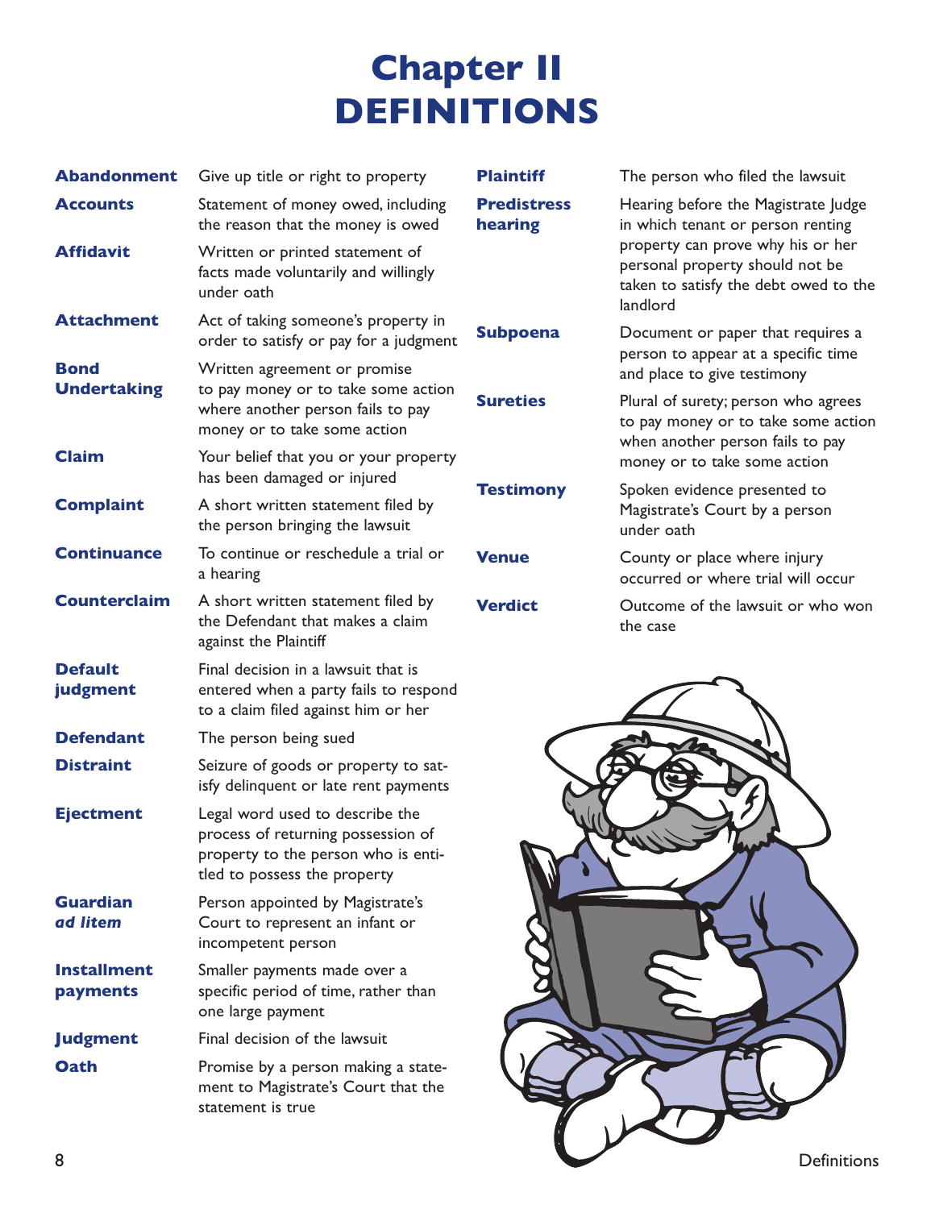# Chapter II DEFINITIONS

**Abandonment** Give up title or right to property

**Accounts** Statement of money owed, including the reason that the money is owed

**Affidavit** Written or printed statement of facts made voluntarily and willingly under oath

**Attachment** Act of taking someone's property in order to satisfy or pay for a judgment

**Bond Undertaking** Written agreement or promise to pay money or to take some action where another person fails to pay money or to take some action

**Claim** Your belief that you or your property has been damaged or injured

**Complaint** A short written statement filed by the person bringing the lawsuit

**Continuance** To continue or reschedule a trial or a hearing

**Counterclaim** A short written statement filed by the Defendant that makes a claim against the Plaintiff

**Default judgment** Final decision in a lawsuit that is entered when a party fails to respond to a claim filed against him or her

**Defendant** The person being sued

**Distraint** Seizure of goods or property to satisfy delinquent or late rent payments

**Ejectment** Legal word used to describe the process of returning possession of property to the person who is entitled to possess the property

**Guardian *ad litem*** Person appointed by Magistrate's Court to represent an infant or incompetent person

**Installment payments** Smaller payments made over a specific period of time, rather than one large payment

**Judgment** Final decision of the lawsuit

**Oath** Promise by a person making a statement to Magistrate's Court that the statement is true

**Plaintiff** The person who filed the lawsuit

**Predistress hearing** Hearing before the Magistrate Judge in which tenant or person renting property can prove why his or her personal property should not be taken to satisfy the debt owed to the landlord

**Subpoena** Document or paper that requires a person to appear at a specific time and place to give testimony

**Sureties** Plural of surety; person who agrees to pay money or to take some action when another person fails to pay money or to take some action

**Testimony** Spoken evidence presented to Magistrate's Court by a person under oath

**Venue** County or place where injury occurred or where trial will occur

**Verdict** Outcome of the lawsuit or who won the case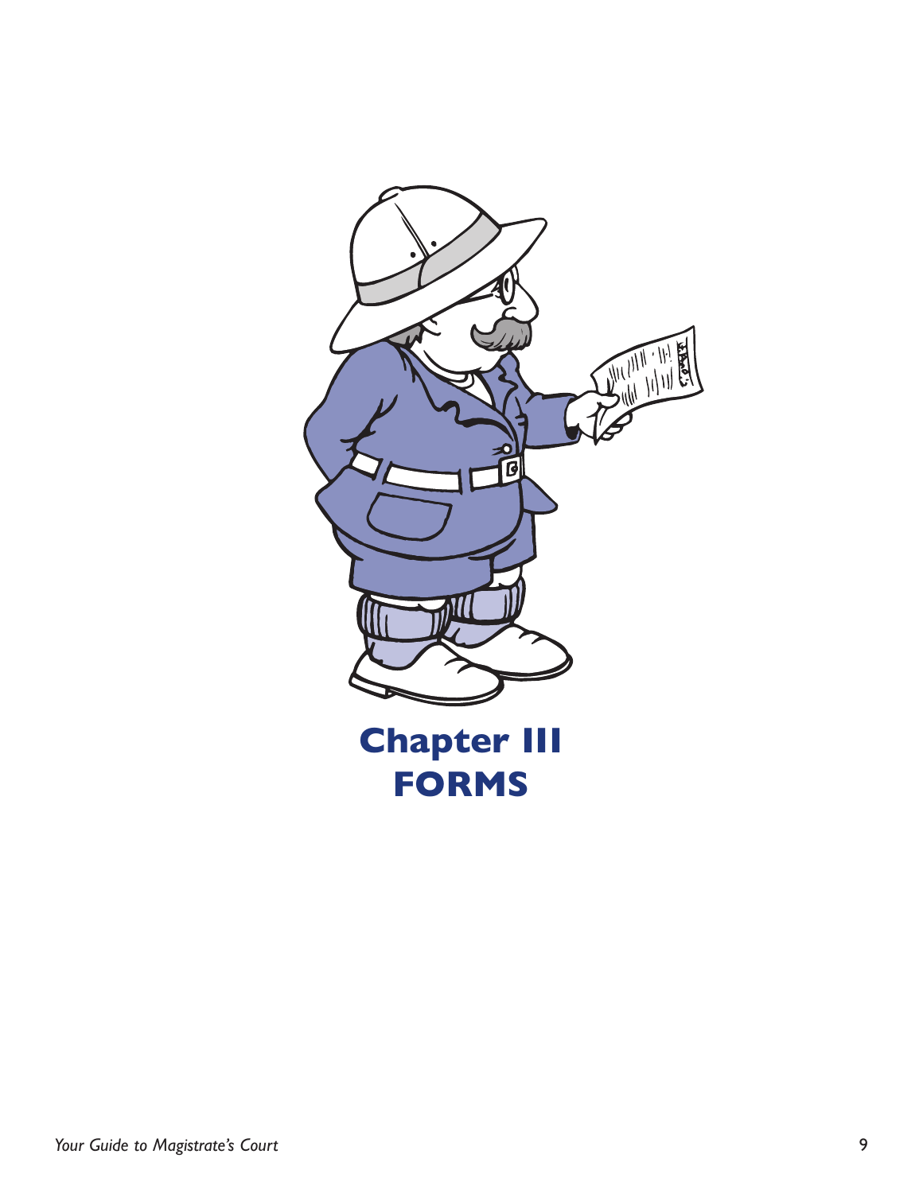# Chapter III
# FORMS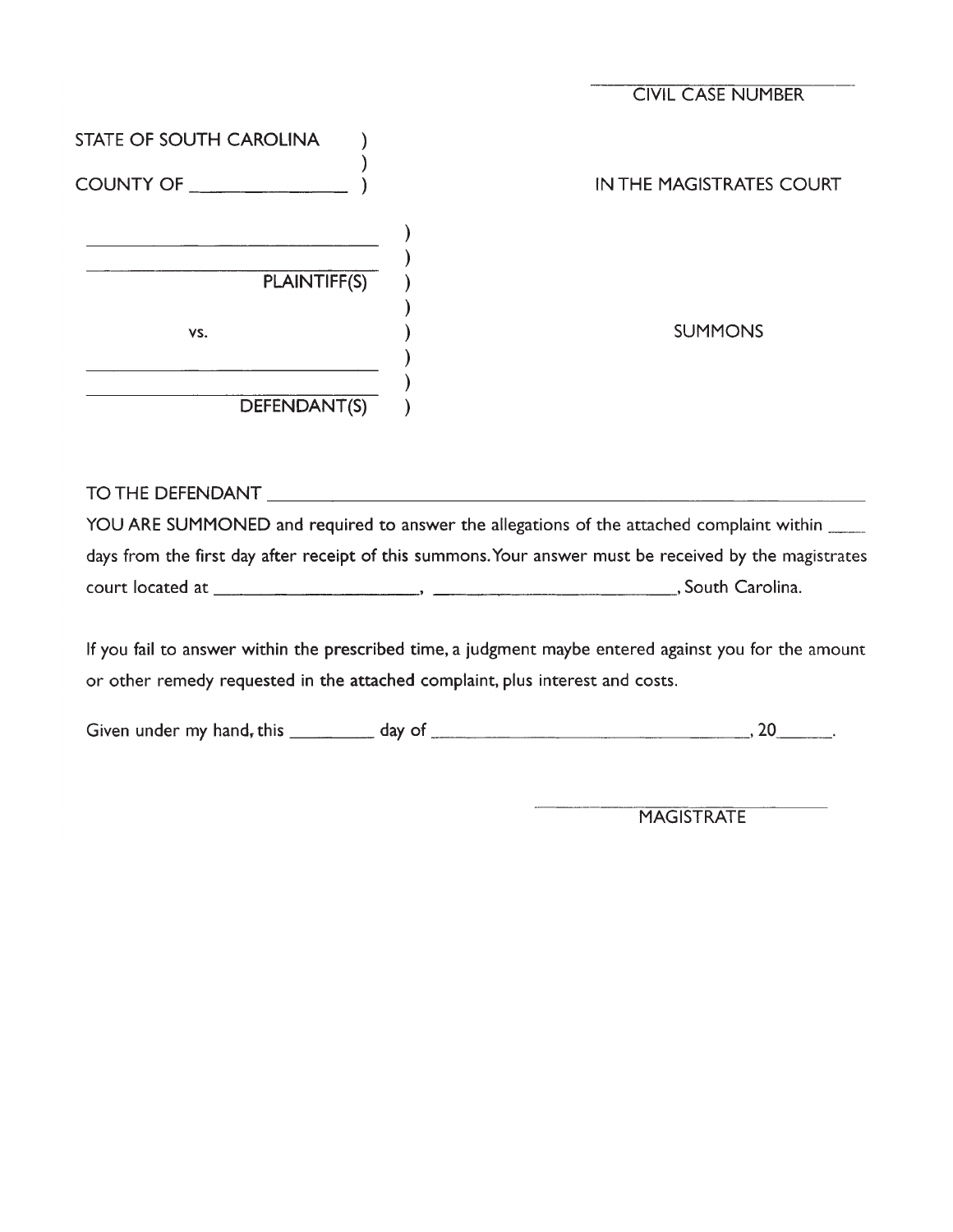\_\_\_\_\_\_\_\_\_\_\_\_\_\_\_\_\_\_\_\_
CIVIL CASE NUMBER

STATE OF SOUTH CAROLINA )
)
COUNTY OF \_\_\_\_\_\_\_\_\_\_\_\_\_\_ ) IN THE MAGISTRATES COURT

\_\_\_\_\_\_\_\_\_\_\_\_\_\_\_\_\_\_\_\_\_\_\_\_\_\_ )
\_\_\_\_\_\_\_\_\_\_\_\_\_\_\_\_\_\_\_\_\_\_\_\_\_\_ )
PLAINTIFF(S) )
)
vs. ) SUMMONS
\_\_\_\_\_\_\_\_\_\_\_\_\_\_\_\_\_\_\_\_\_\_\_\_\_\_ )
\_\_\_\_\_\_\_\_\_\_\_\_\_\_\_\_\_\_\_\_\_\_\_\_\_\_ )
DEFENDANT(S) )

TO THE DEFENDANT \_\_\_\_\_\_\_\_\_\_\_\_\_\_\_\_\_\_\_\_\_\_\_\_\_\_\_\_\_\_\_\_\_\_\_\_\_\_\_\_\_\_\_\_\_\_\_\_

YOU ARE SUMMONED and required to answer the allegations of the attached complaint within \_\_\_\_ days from the first day after receipt of this summons. Your answer must be received by the magistrates court located at \_\_\_\_\_\_\_\_\_\_\_\_\_\_\_\_\_\_\_\_, \_\_\_\_\_\_\_\_\_\_\_\_\_\_\_\_\_\_\_\_\_\_\_, South Carolina.

If you fail to answer within the prescribed time, a judgment maybe entered against you for the amount or other remedy requested in the attached complaint, plus interest and costs.

Given under my hand, this \_\_\_\_\_\_\_\_ day of \_\_\_\_\_\_\_\_\_\_\_\_\_\_\_\_\_\_\_\_\_\_\_\_\_\_\_\_\_\_, 20\_\_\_\_\_.

\_\_\_\_\_\_\_\_\_\_\_\_\_\_\_\_\_\_\_\_\_\_\_\_\_\_
MAGISTRATE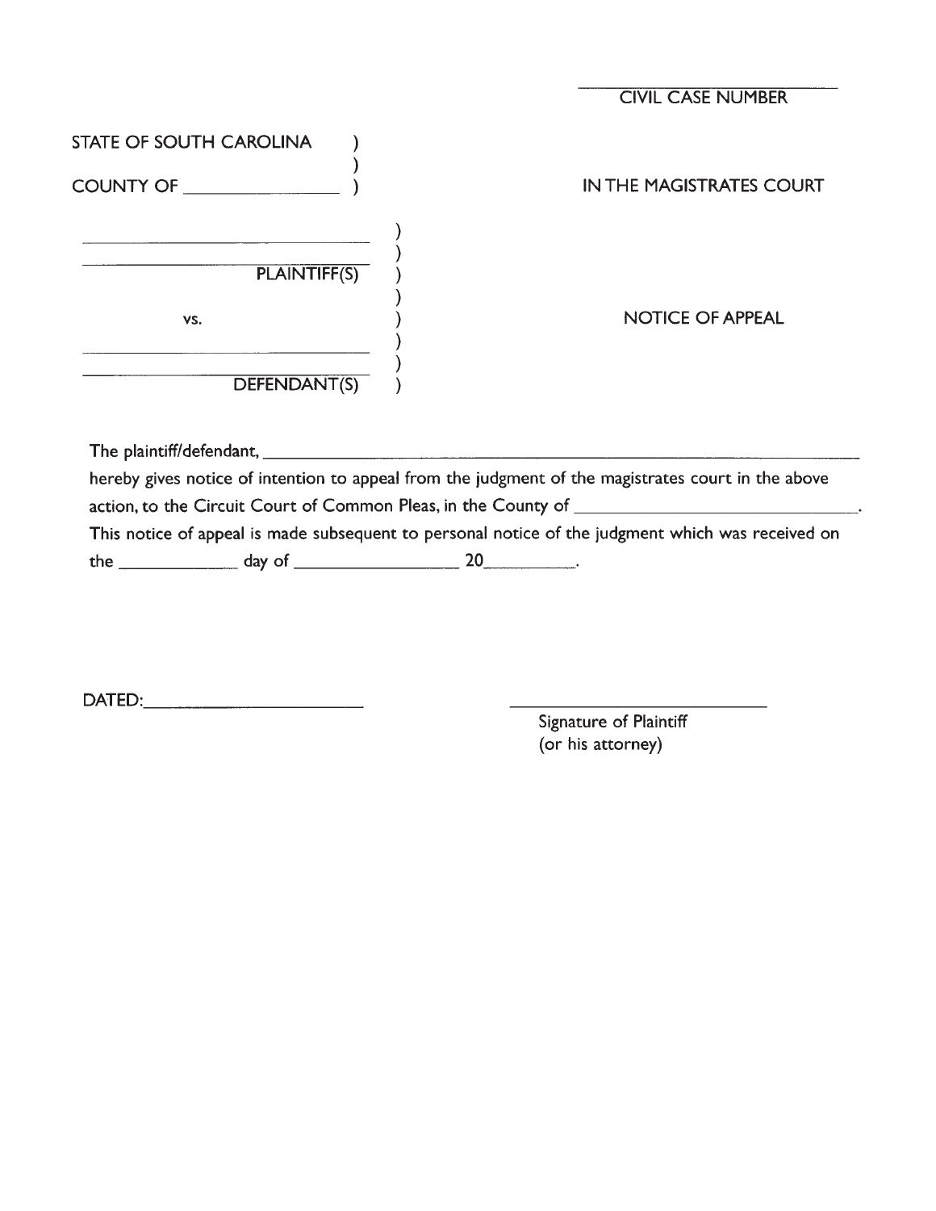\_\_\_\_\_\_\_\_\_\_\_\_\_\_\_\_\_\_\_\_\_\_\_\_\_\_
CIVIL CASE NUMBER

STATE OF SOUTH CAROLINA )
)
COUNTY OF \_\_\_\_\_\_\_\_\_\_\_\_\_\_\_\_ )

IN THE MAGISTRATES COURT

\_\_\_\_\_\_\_\_\_\_\_\_\_\_\_\_\_\_\_\_\_\_\_\_\_\_\_\_\_\_ )
\_\_\_\_\_\_\_\_\_\_\_\_\_\_\_\_\_\_\_\_\_\_\_\_\_\_\_\_\_\_ )
PLAINTIFF(S) )
)
vs. )
)
\_\_\_\_\_\_\_\_\_\_\_\_\_\_\_\_\_\_\_\_\_\_\_\_\_\_\_\_\_\_ )
\_\_\_\_\_\_\_\_\_\_\_\_\_\_\_\_\_\_\_\_\_\_\_\_\_\_\_\_\_\_ )
DEFENDANT(S) )

NOTICE OF APPEAL

The plaintiff/defendant, \_\_\_\_\_\_\_\_\_\_\_\_\_\_\_\_\_\_\_\_\_\_\_\_\_\_\_\_\_\_\_\_\_\_\_\_\_\_\_\_\_\_\_\_\_\_\_\_\_\_\_\_\_\_
hereby gives notice of intention to appeal from the judgment of the magistrates court in the above action, to the Circuit Court of Common Pleas, in the County of \_\_\_\_\_\_\_\_\_\_\_\_\_\_\_\_\_\_\_\_\_\_\_\_\_\_\_\_.
This notice of appeal is made subsequent to personal notice of the judgment which was received on the \_\_\_\_\_\_\_\_\_\_\_ day of \_\_\_\_\_\_\_\_\_\_\_\_\_\_\_\_ 20\_\_\_\_\_\_\_\_\_.

DATED:\_\_\_\_\_\_\_\_\_\_\_\_\_\_\_\_\_\_\_\_\_\_

\_\_\_\_\_\_\_\_\_\_\_\_\_\_\_\_\_\_\_\_\_\_\_\_\_\_\_\_
Signature of Plaintiff
(or his attorney)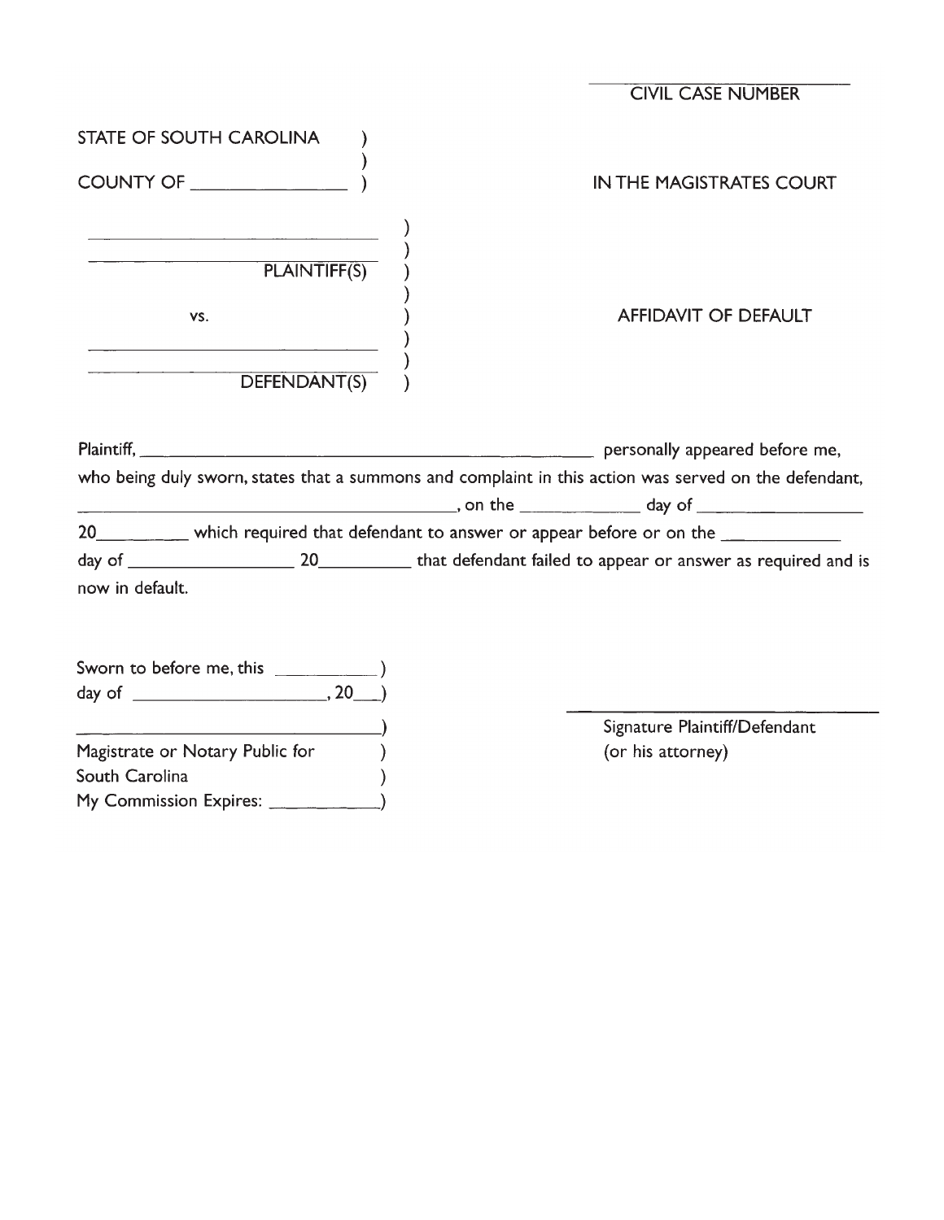\_\_\_\_\_\_\_\_\_\_\_\_\_\_\_\_\_\_\_\_
CIVIL CASE NUMBER

STATE OF SOUTH CAROLINA )
)
COUNTY OF \_\_\_\_\_\_\_\_\_\_\_\_\_\_\_\_ )

IN THE MAGISTRATES COURT

\_\_\_\_\_\_\_\_\_\_\_\_\_\_\_\_\_\_\_\_\_\_\_\_\_\_\_\_\_\_ )
\_\_\_\_\_\_\_\_\_\_\_\_\_\_\_\_\_\_\_\_\_\_\_\_\_\_\_\_\_\_ )
PLAINTIFF(S) )
)
vs. )
)
\_\_\_\_\_\_\_\_\_\_\_\_\_\_\_\_\_\_\_\_\_\_\_\_\_\_\_\_\_\_ )
\_\_\_\_\_\_\_\_\_\_\_\_\_\_\_\_\_\_\_\_\_\_\_\_\_\_\_\_\_\_ )
DEFENDANT(S) )

AFFIDAVIT OF DEFAULT

Plaintiff, \_\_\_\_\_\_\_\_\_\_\_\_\_\_\_\_\_\_\_\_\_\_\_\_\_\_\_\_\_\_\_\_\_\_\_\_\_\_\_\_\_\_\_\_ personally appeared before me, who being duly sworn, states that a summons and complaint in this action was served on the defendant, \_\_\_\_\_\_\_\_\_\_\_\_\_\_\_\_\_\_\_\_\_\_\_\_\_\_\_\_\_\_\_\_\_\_\_\_, on the \_\_\_\_\_\_\_\_\_\_\_ day of \_\_\_\_\_\_\_\_\_\_\_\_\_\_\_\_ 20\_\_\_\_\_\_\_\_\_ which required that defendant to answer or appear before or on the \_\_\_\_\_\_\_\_\_\_\_ day of \_\_\_\_\_\_\_\_\_\_\_\_\_\_\_\_ 20\_\_\_\_\_\_\_\_\_ that defendant failed to appear or answer as required and is now in default.

Sworn to before me, this \_\_\_\_\_\_\_\_\_\_ )
day of \_\_\_\_\_\_\_\_\_\_\_\_\_\_\_\_\_\_\_\_, 20\_\_\_)
\_\_\_\_\_\_\_\_\_\_\_\_\_\_\_\_\_\_\_\_\_\_\_\_\_\_\_\_\_\_ )
Magistrate or Notary Public for )
South Carolina )
My Commission Expires: \_\_\_\_\_\_\_\_\_\_\_ )

\_\_\_\_\_\_\_\_\_\_\_\_\_\_\_\_\_\_\_\_\_\_\_\_\_\_\_\_\_\_
Signature Plaintiff/Defendant
(or his attorney)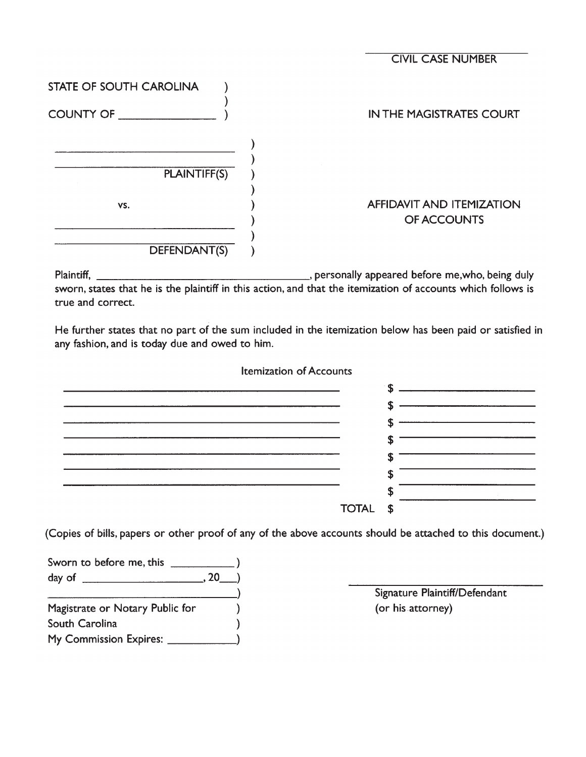_______________________
CIVIL CASE NUMBER

STATE OF SOUTH CAROLINA )
)
COUNTY OF _______________ )

IN THE MAGISTRATES COURT

_____________________________ )
_____________________________ )
PLAINTIFF(S) )
)
vs. )
_____________________________ )
_____________________________ )
DEFENDANT(S) )

AFFIDAVIT AND ITEMIZATION OF ACCOUNTS

Plaintiff, ____________________________________, personally appeared before me,who, being duly sworn, states that he is the plaintiff in this action, and that the itemization of accounts which follows is true and correct.

He further states that no part of the sum included in the itemization below has been paid or satisfied in any fashion, and is today due and owed to him.

Itemization of Accounts

| | |
|---|---|
| ________________________________________ | $ ____________________ |
| ________________________________________ | $ ____________________ |
| ________________________________________ | $ ____________________ |
| ________________________________________ | $ ____________________ |
| ________________________________________ | $ ____________________ |
| ________________________________________ | $ ____________________ |
| ________________________________________ | $ ____________________ |
| TOTAL | $ |

(Copies of bills, papers or other proof of any of the above accounts should be attached to this document.)

Sworn to before me, this __________ )
day of ____________________, 20___)
__________________________________)
Magistrate or Notary Public for )
South Carolina )
My Commission Expires: ___________)

_______________________________
Signature Plaintiff/Defendant
(or his attorney)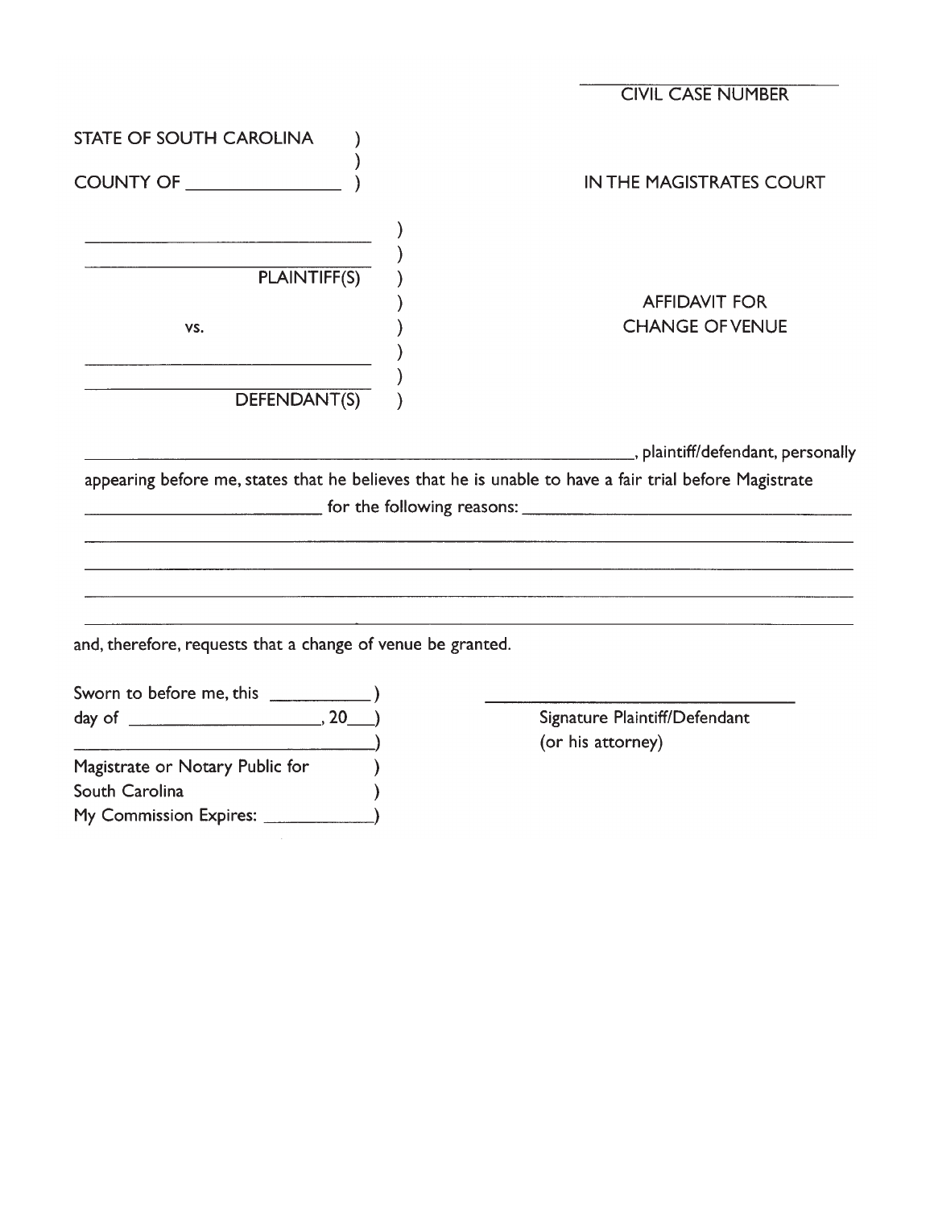\_\_\_\_\_\_\_\_\_\_\_\_\_\_\_\_\_\_\_\_\_\_\_\_\_\_\_\_

CIVIL CASE NUMBER

STATE OF SOUTH CAROLINA )
)
COUNTY OF \_\_\_\_\_\_\_\_\_\_\_\_\_\_\_\_ )

IN THE MAGISTRATES COURT

\_\_\_\_\_\_\_\_\_\_\_\_\_\_\_\_\_\_\_\_\_\_\_\_\_\_\_\_\_\_ )
\_\_\_\_\_\_\_\_\_\_\_\_\_\_\_\_\_\_\_\_\_\_\_\_\_\_\_\_\_\_ )
PLAINTIFF(S) )
)
vs. )
)
\_\_\_\_\_\_\_\_\_\_\_\_\_\_\_\_\_\_\_\_\_\_\_\_\_\_\_\_\_\_ )
\_\_\_\_\_\_\_\_\_\_\_\_\_\_\_\_\_\_\_\_\_\_\_\_\_\_\_\_\_\_ )
DEFENDANT(S) )

## AFFIDAVIT FOR CHANGE OF VENUE

\_\_\_\_\_\_\_\_\_\_\_\_\_\_\_\_\_\_\_\_\_\_\_\_\_\_\_\_\_\_\_\_\_\_\_\_\_\_\_\_\_\_\_\_\_\_\_\_\_\_\_\_\_\_\_\_\_\_, plaintiff/defendant, personally appearing before me, states that he believes that he is unable to have a fair trial before Magistrate \_\_\_\_\_\_\_\_\_\_\_\_\_\_\_\_\_\_\_\_\_\_\_\_\_\_ for the following reasons: \_\_\_\_\_\_\_\_\_\_\_\_\_\_\_\_\_\_\_\_\_\_\_\_\_\_\_\_\_\_\_\_\_\_\_\_\_\_\_\_
\_\_\_\_\_\_\_\_\_\_\_\_\_\_\_\_\_\_\_\_\_\_\_\_\_\_\_\_\_\_\_\_\_\_\_\_\_\_\_\_\_\_\_\_\_\_\_\_\_\_\_\_\_\_\_\_\_\_\_\_\_\_\_\_\_\_\_\_\_\_\_\_\_\_\_\_\_\_\_\_\_\_\_\_\_\_\_\_
\_\_\_\_\_\_\_\_\_\_\_\_\_\_\_\_\_\_\_\_\_\_\_\_\_\_\_\_\_\_\_\_\_\_\_\_\_\_\_\_\_\_\_\_\_\_\_\_\_\_\_\_\_\_\_\_\_\_\_\_\_\_\_\_\_\_\_\_\_\_\_\_\_\_\_\_\_\_\_\_\_\_\_\_\_\_\_\_
\_\_\_\_\_\_\_\_\_\_\_\_\_\_\_\_\_\_\_\_\_\_\_\_\_\_\_\_\_\_\_\_\_\_\_\_\_\_\_\_\_\_\_\_\_\_\_\_\_\_\_\_\_\_\_\_\_\_\_\_\_\_\_\_\_\_\_\_\_\_\_\_\_\_\_\_\_\_\_\_\_\_\_\_\_\_\_\_
\_\_\_\_\_\_\_\_\_\_\_\_\_\_\_\_\_\_\_\_\_\_\_\_\_\_\_\_\_\_\_\_\_\_\_\_\_\_\_\_\_\_\_\_\_\_\_\_\_\_\_\_\_\_\_\_\_\_\_\_\_\_\_\_\_\_\_\_\_\_\_\_\_\_\_\_\_\_\_\_\_\_\_\_\_\_\_\_

and, therefore, requests that a change of venue be granted.

Sworn to before me, this \_\_\_\_\_\_\_\_\_\_\_ )
day of \_\_\_\_\_\_\_\_\_\_\_\_\_\_\_\_\_\_\_\_\_, 20\_\_\_ )
\_\_\_\_\_\_\_\_\_\_\_\_\_\_\_\_\_\_\_\_\_\_\_\_\_\_\_\_\_\_\_\_\_\_\_\_\_ )
Magistrate or Notary Public for )
South Carolina )
My Commission Expires: \_\_\_\_\_\_\_\_\_\_\_\_ )

\_\_\_\_\_\_\_\_\_\_\_\_\_\_\_\_\_\_\_\_\_\_\_\_\_\_\_\_\_\_\_\_\_\_\_\_
Signature Plaintiff/Defendant
(or his attorney)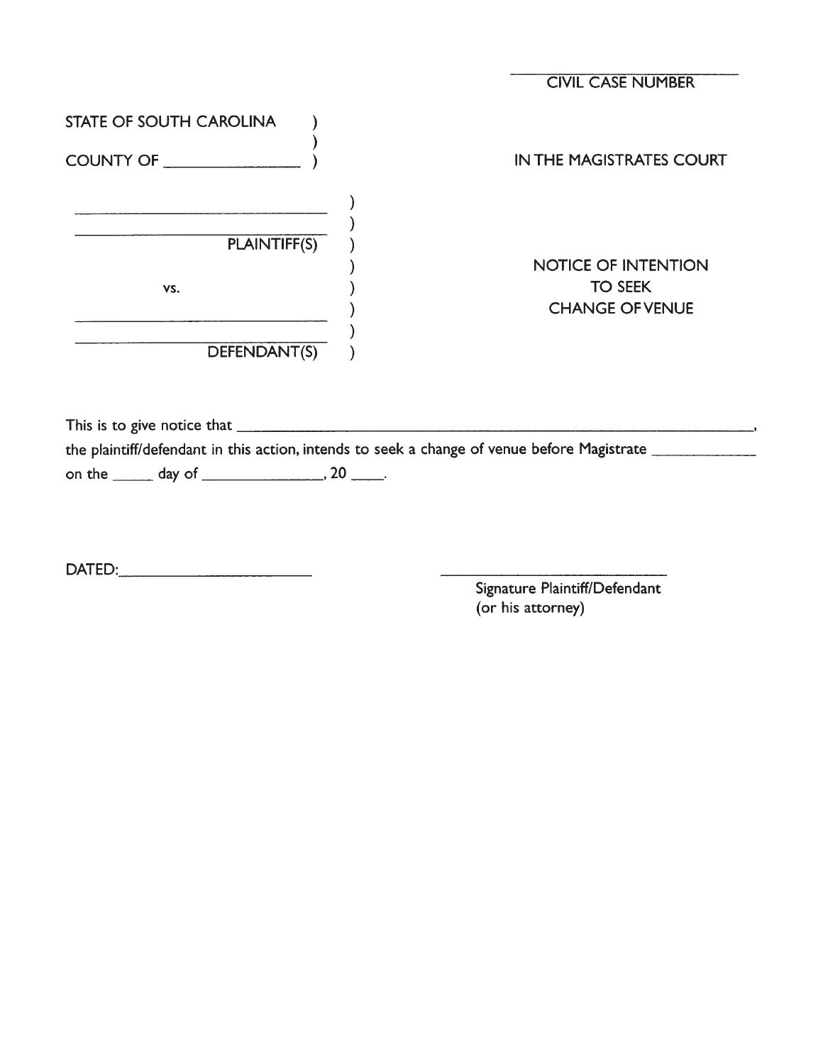\_\_\_\_\_\_\_\_\_\_\_\_\_\_\_\_\_\_\_\_\_\_\_\_\_\_\_\_
CIVIL CASE NUMBER

STATE OF SOUTH CAROLINA )
)
COUNTY OF \_\_\_\_\_\_\_\_\_\_\_\_\_\_\_\_ )

IN THE MAGISTRATES COURT

\_\_\_\_\_\_\_\_\_\_\_\_\_\_\_\_\_\_\_\_\_\_\_\_\_\_\_\_\_\_\_\_ )
\_\_\_\_\_\_\_\_\_\_\_\_\_\_\_\_\_\_\_\_\_\_\_\_\_\_\_\_\_\_\_\_ )
PLAINTIFF(S) )
)
vs. )
)
\_\_\_\_\_\_\_\_\_\_\_\_\_\_\_\_\_\_\_\_\_\_\_\_\_\_\_\_\_\_\_\_ )
\_\_\_\_\_\_\_\_\_\_\_\_\_\_\_\_\_\_\_\_\_\_\_\_\_\_\_\_\_\_\_\_ )
DEFENDANT(S) )

**NOTICE OF INTENTION
TO SEEK
CHANGE OF VENUE**

This is to give notice that \_\_\_\_\_\_\_\_\_\_\_\_\_\_\_\_\_\_\_\_\_\_\_\_\_\_\_\_\_\_\_\_\_\_\_\_\_\_\_\_\_\_\_\_\_\_\_\_\_\_\_\_\_\_\_\_\_\_\_\_\_\_\_\_\_\_\_\_,
the plaintiff/defendant in this action, intends to seek a change of venue before Magistrate \_\_\_\_\_\_\_\_\_\_\_\_\_
on the \_\_\_\_\_ day of \_\_\_\_\_\_\_\_\_\_\_\_\_\_\_, 20 \_\_\_\_.

DATED:\_\_\_\_\_\_\_\_\_\_\_\_\_\_\_\_\_\_\_\_\_\_\_\_

\_\_\_\_\_\_\_\_\_\_\_\_\_\_\_\_\_\_\_\_\_\_\_\_\_\_\_\_\_\_
Signature Plaintiff/Defendant
(or his attorney)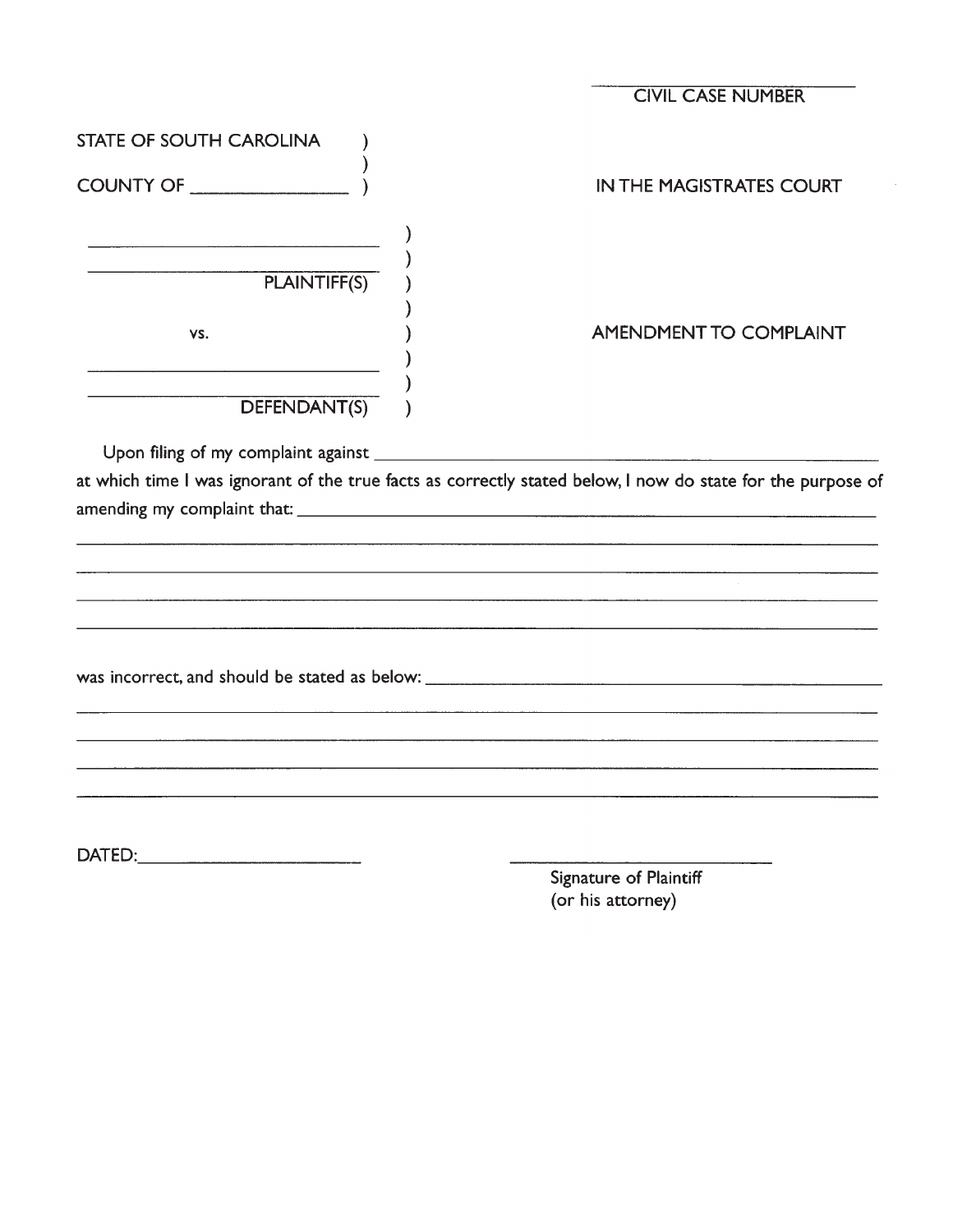\_\_\_\_\_\_\_\_\_\_\_\_\_\_\_\_\_\_\_\_\_\_\_\_\_\_\_\_

CIVIL CASE NUMBER

STATE OF SOUTH CAROLINA )
)
COUNTY OF \_\_\_\_\_\_\_\_\_\_\_\_\_\_\_\_ )

IN THE MAGISTRATES COURT

\_\_\_\_\_\_\_\_\_\_\_\_\_\_\_\_\_\_\_\_\_\_\_\_\_\_\_\_\_\_\_\_ )
\_\_\_\_\_\_\_\_\_\_\_\_\_\_\_\_\_\_\_\_\_\_\_\_\_\_\_\_\_\_\_\_ )
PLAINTIFF(S) )
)
vs. )
\_\_\_\_\_\_\_\_\_\_\_\_\_\_\_\_\_\_\_\_\_\_\_\_\_\_\_\_\_\_\_\_ )
\_\_\_\_\_\_\_\_\_\_\_\_\_\_\_\_\_\_\_\_\_\_\_\_\_\_\_\_\_\_\_\_ )
DEFENDANT(S) )

AMENDMENT TO COMPLAINT

Upon filing of my complaint against \_\_\_\_\_\_\_\_\_\_\_\_\_\_\_\_\_\_\_\_\_\_\_\_\_\_\_\_\_\_\_\_\_\_\_\_\_\_\_\_\_\_\_\_\_\_\_\_\_\_\_\_ at which time I was ignorant of the true facts as correctly stated below, I now do state for the purpose of amending my complaint that: \_\_\_\_\_\_\_\_\_\_\_\_\_\_\_\_\_\_\_\_\_\_\_\_\_\_\_\_\_\_\_\_\_\_\_\_\_\_\_\_\_\_\_\_\_\_\_\_\_\_\_\_

\_\_\_\_\_\_\_\_\_\_\_\_\_\_\_\_\_\_\_\_\_\_\_\_\_\_\_\_\_\_\_\_\_\_\_\_\_\_\_\_\_\_\_\_\_\_\_\_\_\_\_\_\_\_\_\_\_\_\_\_\_\_\_\_\_\_\_\_\_\_\_\_\_\_\_\_

\_\_\_\_\_\_\_\_\_\_\_\_\_\_\_\_\_\_\_\_\_\_\_\_\_\_\_\_\_\_\_\_\_\_\_\_\_\_\_\_\_\_\_\_\_\_\_\_\_\_\_\_\_\_\_\_\_\_\_\_\_\_\_\_\_\_\_\_\_\_\_\_\_\_\_\_

\_\_\_\_\_\_\_\_\_\_\_\_\_\_\_\_\_\_\_\_\_\_\_\_\_\_\_\_\_\_\_\_\_\_\_\_\_\_\_\_\_\_\_\_\_\_\_\_\_\_\_\_\_\_\_\_\_\_\_\_\_\_\_\_\_\_\_\_\_\_\_\_\_\_\_\_

\_\_\_\_\_\_\_\_\_\_\_\_\_\_\_\_\_\_\_\_\_\_\_\_\_\_\_\_\_\_\_\_\_\_\_\_\_\_\_\_\_\_\_\_\_\_\_\_\_\_\_\_\_\_\_\_\_\_\_\_\_\_\_\_\_\_\_\_\_\_\_\_\_\_\_\_

was incorrect, and should be stated as below: \_\_\_\_\_\_\_\_\_\_\_\_\_\_\_\_\_\_\_\_\_\_\_\_\_\_\_\_\_\_\_\_\_\_\_\_\_\_\_\_\_\_

\_\_\_\_\_\_\_\_\_\_\_\_\_\_\_\_\_\_\_\_\_\_\_\_\_\_\_\_\_\_\_\_\_\_\_\_\_\_\_\_\_\_\_\_\_\_\_\_\_\_\_\_\_\_\_\_\_\_\_\_\_\_\_\_\_\_\_\_\_\_\_\_\_\_\_\_

\_\_\_\_\_\_\_\_\_\_\_\_\_\_\_\_\_\_\_\_\_\_\_\_\_\_\_\_\_\_\_\_\_\_\_\_\_\_\_\_\_\_\_\_\_\_\_\_\_\_\_\_\_\_\_\_\_\_\_\_\_\_\_\_\_\_\_\_\_\_\_\_\_\_\_\_

\_\_\_\_\_\_\_\_\_\_\_\_\_\_\_\_\_\_\_\_\_\_\_\_\_\_\_\_\_\_\_\_\_\_\_\_\_\_\_\_\_\_\_\_\_\_\_\_\_\_\_\_\_\_\_\_\_\_\_\_\_\_\_\_\_\_\_\_\_\_\_\_\_\_\_\_

\_\_\_\_\_\_\_\_\_\_\_\_\_\_\_\_\_\_\_\_\_\_\_\_\_\_\_\_\_\_\_\_\_\_\_\_\_\_\_\_\_\_\_\_\_\_\_\_\_\_\_\_\_\_\_\_\_\_\_\_\_\_\_\_\_\_\_\_\_\_\_\_\_\_\_\_

DATED: \_\_\_\_\_\_\_\_\_\_\_\_\_\_\_\_\_\_\_\_\_\_\_\_

\_\_\_\_\_\_\_\_\_\_\_\_\_\_\_\_\_\_\_\_\_\_\_\_\_\_\_\_\_\_

Signature of Plaintiff
(or his attorney)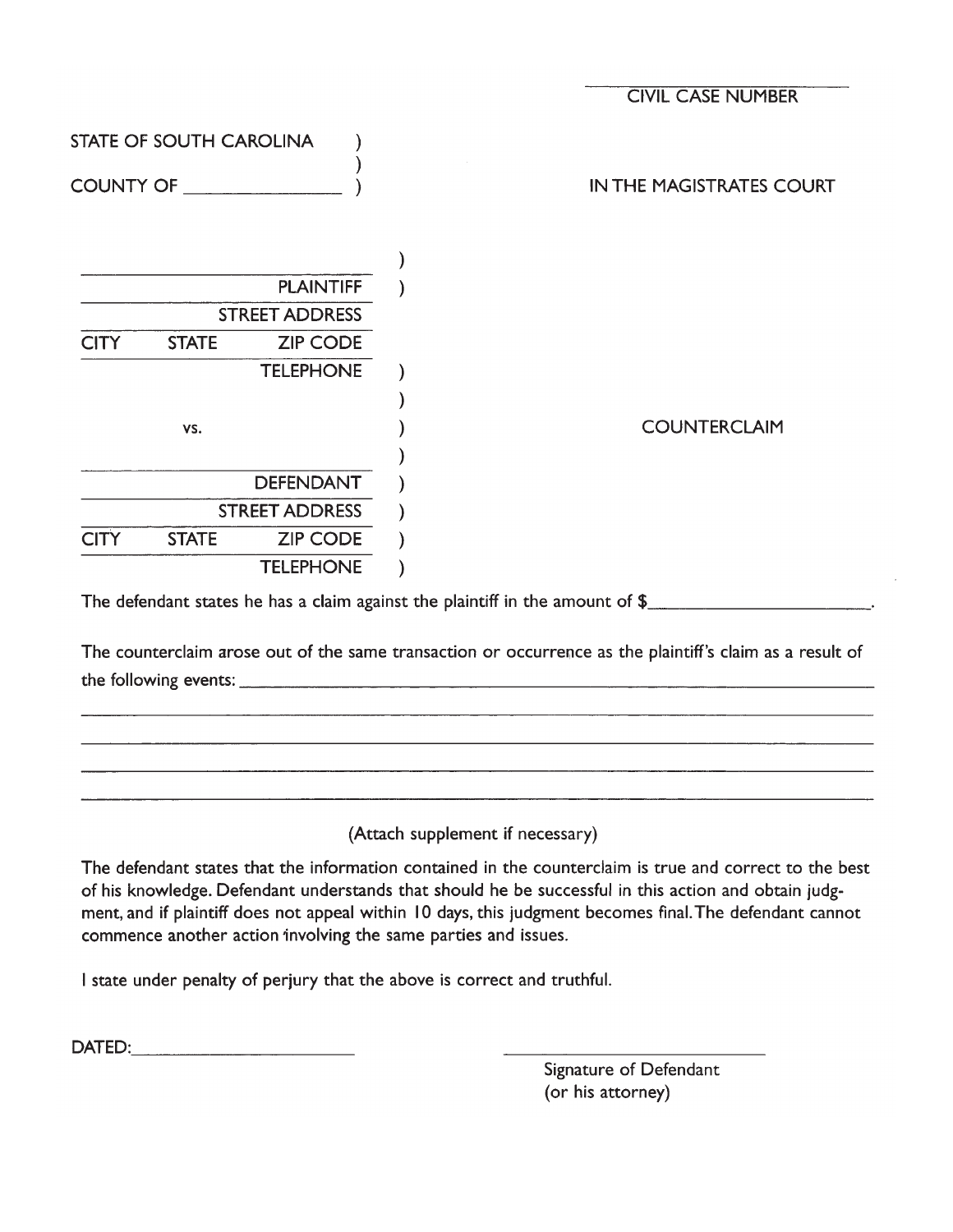\_\_\_\_\_\_\_\_\_\_\_\_\_\_\_\_\_\_\_\_\_\_\_\_
CIVIL CASE NUMBER

STATE OF SOUTH CAROLINA )
)
COUNTY OF \_\_\_\_\_\_\_\_\_\_\_\_\_\_\_\_ )

IN THE MAGISTRATES COURT

\_\_\_\_\_\_\_\_\_\_\_\_\_\_\_\_\_\_\_\_\_\_\_\_ )
PLAINTIFF )
STREET ADDRESS
CITY STATE ZIP CODE
TELEPHONE )
)
vs. )
)
\_\_\_\_\_\_\_\_\_\_\_\_\_\_\_\_\_\_\_\_\_\_\_\_
DEFENDANT )
STREET ADDRESS )
CITY STATE ZIP CODE )
TELEPHONE )

COUNTERCLAIM

The defendant states he has a claim against the plaintiff in the amount of $\_\_\_\_\_\_\_\_\_\_\_\_\_\_\_\_\_\_\_\_\_\_.

The counterclaim arose out of the same transaction or occurrence as the plaintiff's claim as a result of the following events: \_\_\_\_\_\_\_\_\_\_\_\_\_\_\_\_\_\_\_\_\_\_\_\_\_\_\_\_\_\_\_\_\_\_\_\_\_\_\_\_\_\_\_\_\_\_\_\_\_\_\_\_\_\_

\_\_\_\_\_\_\_\_\_\_\_\_\_\_\_\_\_\_\_\_\_\_\_\_\_\_\_\_\_\_\_\_\_\_\_\_\_\_\_\_\_\_\_\_\_\_\_\_\_\_\_\_\_\_\_\_\_\_\_\_\_\_\_\_\_\_\_\_\_\_\_\_\_\_\_\_

\_\_\_\_\_\_\_\_\_\_\_\_\_\_\_\_\_\_\_\_\_\_\_\_\_\_\_\_\_\_\_\_\_\_\_\_\_\_\_\_\_\_\_\_\_\_\_\_\_\_\_\_\_\_\_\_\_\_\_\_\_\_\_\_\_\_\_\_\_\_\_\_\_\_\_\_

\_\_\_\_\_\_\_\_\_\_\_\_\_\_\_\_\_\_\_\_\_\_\_\_\_\_\_\_\_\_\_\_\_\_\_\_\_\_\_\_\_\_\_\_\_\_\_\_\_\_\_\_\_\_\_\_\_\_\_\_\_\_\_\_\_\_\_\_\_\_\_\_\_\_\_\_

\_\_\_\_\_\_\_\_\_\_\_\_\_\_\_\_\_\_\_\_\_\_\_\_\_\_\_\_\_\_\_\_\_\_\_\_\_\_\_\_\_\_\_\_\_\_\_\_\_\_\_\_\_\_\_\_\_\_\_\_\_\_\_\_\_\_\_\_\_\_\_\_\_\_\_\_

(Attach supplement if necessary)

The defendant states that the information contained in the counterclaim is true and correct to the best of his knowledge. Defendant understands that should he be successful in this action and obtain judgment, and if plaintiff does not appeal within 10 days, this judgment becomes final. The defendant cannot commence another action involving the same parties and issues.

I state under penalty of perjury that the above is correct and truthful.

DATED:\_\_\_\_\_\_\_\_\_\_\_\_\_\_\_\_\_\_\_\_\_\_\_\_

\_\_\_\_\_\_\_\_\_\_\_\_\_\_\_\_\_\_\_\_\_\_\_\_\_\_\_\_
Signature of Defendant
(or his attorney)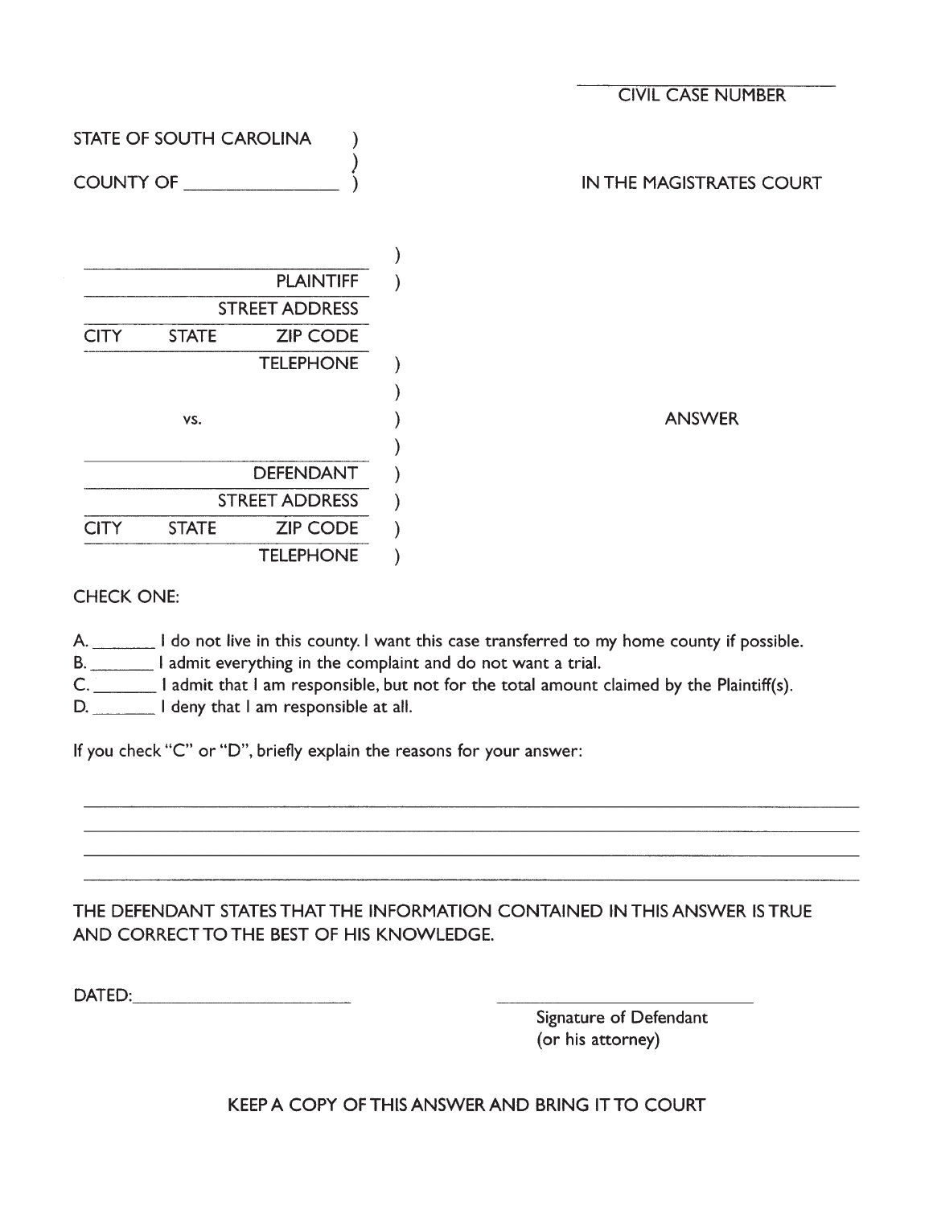\_\_\_\_\_\_\_\_\_\_\_\_\_\_\_\_\_\_\_\_
CIVIL CASE NUMBER

STATE OF SOUTH CAROLINA )
)
COUNTY OF \_\_\_\_\_\_\_\_\_\_\_\_\_\_\_\_ )

IN THE MAGISTRATES COURT

\_\_\_\_\_\_\_\_\_\_\_\_\_\_\_\_\_\_\_\_\_\_\_\_\_\_\_\_ )
PLAINTIFF )
STREET ADDRESS
CITY STATE ZIP CODE
TELEPHONE )
)
vs. )
)
\_\_\_\_\_\_\_\_\_\_\_\_\_\_\_\_\_\_\_\_\_\_\_\_\_\_\_\_
DEFENDANT )
STREET ADDRESS )
CITY STATE ZIP CODE )
TELEPHONE )

ANSWER

CHECK ONE:

A. \_\_\_\_\_\_\_ I do not live in this county. I want this case transferred to my home county if possible.
B. \_\_\_\_\_\_\_ I admit everything in the complaint and do not want a trial.
C. \_\_\_\_\_\_\_ I admit that I am responsible, but not for the total amount claimed by the Plaintiff(s).
D. \_\_\_\_\_\_\_ I deny that I am responsible at all.

If you check "C" or "D", briefly explain the reasons for your answer:

\_\_\_\_\_\_\_\_\_\_\_\_\_\_\_\_\_\_\_\_\_\_\_\_\_\_\_\_\_\_\_\_\_\_\_\_\_\_\_\_\_\_\_\_\_\_\_\_\_\_\_\_\_\_\_\_\_\_\_\_\_\_\_\_\_\_\_\_\_\_\_\_\_\_\_\_\_\_
\_\_\_\_\_\_\_\_\_\_\_\_\_\_\_\_\_\_\_\_\_\_\_\_\_\_\_\_\_\_\_\_\_\_\_\_\_\_\_\_\_\_\_\_\_\_\_\_\_\_\_\_\_\_\_\_\_\_\_\_\_\_\_\_\_\_\_\_\_\_\_\_\_\_\_\_\_\_
\_\_\_\_\_\_\_\_\_\_\_\_\_\_\_\_\_\_\_\_\_\_\_\_\_\_\_\_\_\_\_\_\_\_\_\_\_\_\_\_\_\_\_\_\_\_\_\_\_\_\_\_\_\_\_\_\_\_\_\_\_\_\_\_\_\_\_\_\_\_\_\_\_\_\_\_\_\_
\_\_\_\_\_\_\_\_\_\_\_\_\_\_\_\_\_\_\_\_\_\_\_\_\_\_\_\_\_\_\_\_\_\_\_\_\_\_\_\_\_\_\_\_\_\_\_\_\_\_\_\_\_\_\_\_\_\_\_\_\_\_\_\_\_\_\_\_\_\_\_\_\_\_\_\_\_\_

THE DEFENDANT STATES THAT THE INFORMATION CONTAINED IN THIS ANSWER IS TRUE AND CORRECT TO THE BEST OF HIS KNOWLEDGE.

DATED:\_\_\_\_\_\_\_\_\_\_\_\_\_\_\_\_\_\_\_\_\_\_\_\_\_

\_\_\_\_\_\_\_\_\_\_\_\_\_\_\_\_\_\_\_\_\_\_\_\_\_\_\_\_
Signature of Defendant
(or his attorney)

KEEP A COPY OF THIS ANSWER AND BRING IT TO COURT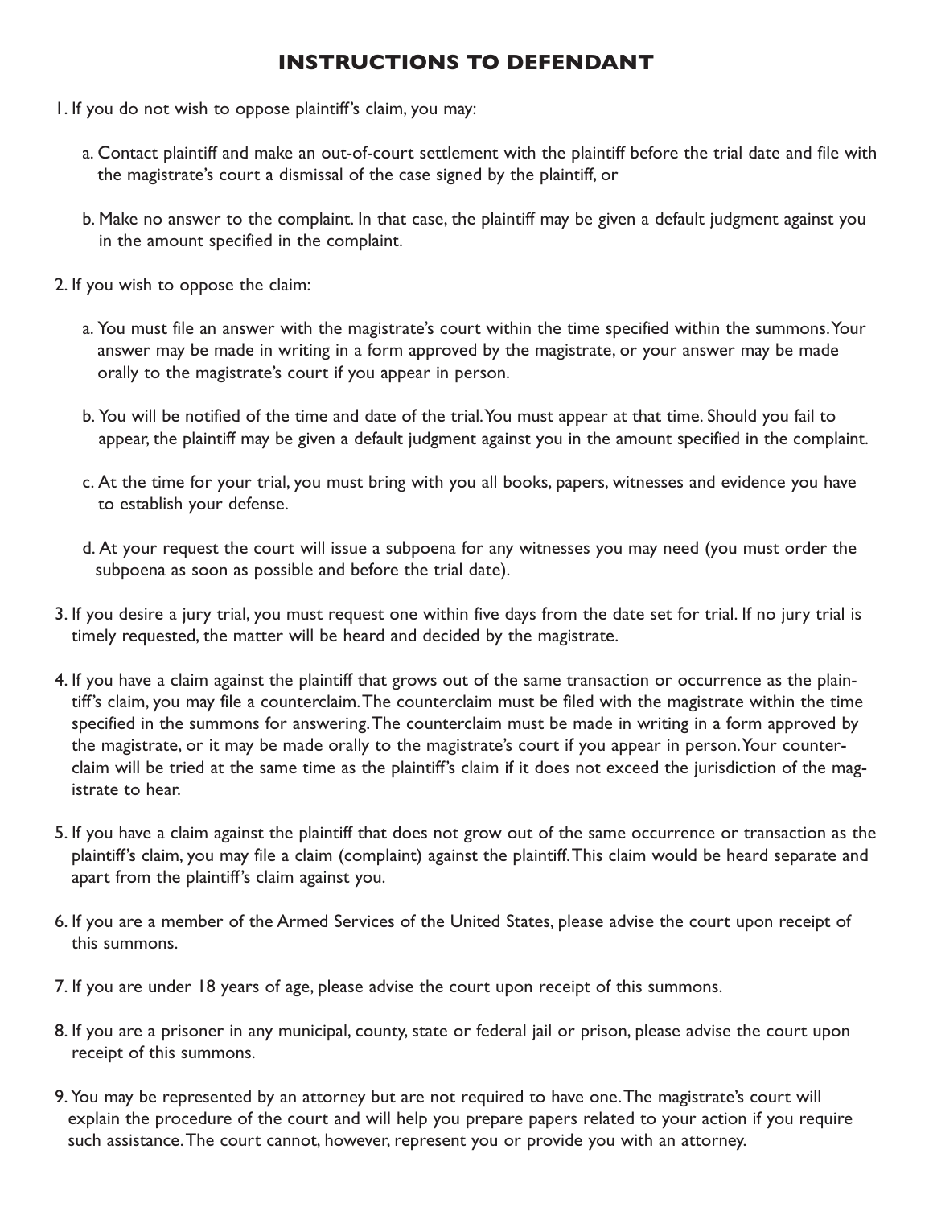# INSTRUCTIONS TO DEFENDANT

1. If you do not wish to oppose plaintiff's claim, you may:

   a. Contact plaintiff and make an out-of-court settlement with the plaintiff before the trial date and file with the magistrate's court a dismissal of the case signed by the plaintiff, or

   b. Make no answer to the complaint. In that case, the plaintiff may be given a default judgment against you in the amount specified in the complaint.

2. If you wish to oppose the claim:

   a. You must file an answer with the magistrate's court within the time specified within the summons. Your answer may be made in writing in a form approved by the magistrate, or your answer may be made orally to the magistrate's court if you appear in person.

   b. You will be notified of the time and date of the trial. You must appear at that time. Should you fail to appear, the plaintiff may be given a default judgment against you in the amount specified in the complaint.

   c. At the time for your trial, you must bring with you all books, papers, witnesses and evidence you have to establish your defense.

   d. At your request the court will issue a subpoena for any witnesses you may need (you must order the subpoena as soon as possible and before the trial date).

3. If you desire a jury trial, you must request one within five days from the date set for trial. If no jury trial is timely requested, the matter will be heard and decided by the magistrate.

4. If you have a claim against the plaintiff that grows out of the same transaction or occurrence as the plaintiff's claim, you may file a counterclaim. The counterclaim must be filed with the magistrate within the time specified in the summons for answering. The counterclaim must be made in writing in a form approved by the magistrate, or it may be made orally to the magistrate's court if you appear in person. Your counterclaim will be tried at the same time as the plaintiff's claim if it does not exceed the jurisdiction of the magistrate to hear.

5. If you have a claim against the plaintiff that does not grow out of the same occurrence or transaction as the plaintiff's claim, you may file a claim (complaint) against the plaintiff. This claim would be heard separate and apart from the plaintiff's claim against you.

6. If you are a member of the Armed Services of the United States, please advise the court upon receipt of this summons.

7. If you are under 18 years of age, please advise the court upon receipt of this summons.

8. If you are a prisoner in any municipal, county, state or federal jail or prison, please advise the court upon receipt of this summons.

9. You may be represented by an attorney but are not required to have one. The magistrate's court will explain the procedure of the court and will help you prepare papers related to your action if you require such assistance. The court cannot, however, represent you or provide you with an attorney.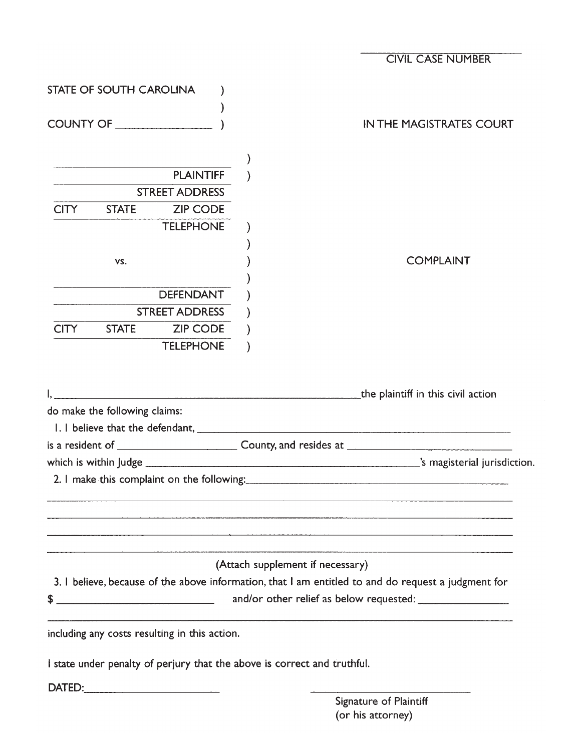\_\_\_\_\_\_\_\_\_\_\_\_\_\_\_\_\_\_\_\_\_\_\_\_

CIVIL CASE NUMBER

STATE OF SOUTH CAROLINA )

)

COUNTY OF \_\_\_\_\_\_\_\_\_\_\_\_\_\_\_\_ ) IN THE MAGISTRATES COURT

\_\_\_\_\_\_\_\_\_\_\_\_\_\_\_\_\_\_\_\_\_\_\_\_\_\_\_\_ )

PLAINTIFF )

STREET ADDRESS

CITY STATE ZIP CODE

TELEPHONE )

)

vs. ) COMPLAINT

)

\_\_\_\_\_\_\_\_\_\_\_\_\_\_\_\_\_\_\_\_\_\_\_\_\_\_\_\_

DEFENDANT )

STREET ADDRESS )

CITY STATE ZIP CODE )

TELEPHONE )

I, \_\_\_\_\_\_\_\_\_\_\_\_\_\_\_\_\_\_\_\_\_\_\_\_\_\_\_\_\_\_\_\_\_\_\_\_\_\_\_\_\_\_\_\_\_\_\_\_ the plaintiff in this civil action do make the following claims:

1. I believe that the defendant, \_\_\_\_\_\_\_\_\_\_\_\_\_\_\_\_\_\_\_\_\_\_\_\_\_\_\_\_\_\_\_\_\_\_\_\_\_\_\_\_\_\_\_\_\_\_\_\_ is a resident of \_\_\_\_\_\_\_\_\_\_\_\_\_\_\_\_\_\_\_\_ County, and resides at \_\_\_\_\_\_\_\_\_\_\_\_\_\_\_\_\_\_\_\_\_\_\_\_\_\_\_\_ which is within Judge \_\_\_\_\_\_\_\_\_\_\_\_\_\_\_\_\_\_\_\_\_\_\_\_\_\_\_\_\_\_\_\_\_\_\_\_\_\_\_\_\_\_\_\_\_\_\_\_'s magisterial jurisdiction.

2. I make this complaint on the following: \_\_\_\_\_\_\_\_\_\_\_\_\_\_\_\_\_\_\_\_\_\_\_\_\_\_\_\_\_\_\_\_\_\_\_\_\_\_\_\_\_\_\_\_\_\_\_\_

\_\_\_\_\_\_\_\_\_\_\_\_\_\_\_\_\_\_\_\_\_\_\_\_\_\_\_\_\_\_\_\_\_\_\_\_\_\_\_\_\_\_\_\_\_\_\_\_\_\_\_\_\_\_\_\_\_\_\_\_\_\_\_\_\_\_\_\_\_\_\_\_\_\_\_\_\_\_\_\_\_\_

\_\_\_\_\_\_\_\_\_\_\_\_\_\_\_\_\_\_\_\_\_\_\_\_\_\_\_\_\_\_\_\_\_\_\_\_\_\_\_\_\_\_\_\_\_\_\_\_\_\_\_\_\_\_\_\_\_\_\_\_\_\_\_\_\_\_\_\_\_\_\_\_\_\_\_\_\_\_\_\_\_\_

\_\_\_\_\_\_\_\_\_\_\_\_\_\_\_\_\_\_\_\_\_\_\_\_\_\_\_\_\_\_\_\_\_\_\_\_\_\_\_\_\_\_\_\_\_\_\_\_\_\_\_\_\_\_\_\_\_\_\_\_\_\_\_\_\_\_\_\_\_\_\_\_\_\_\_\_\_\_\_\_\_\_

\_\_\_\_\_\_\_\_\_\_\_\_\_\_\_\_\_\_\_\_\_\_\_\_\_\_\_\_\_\_\_\_\_\_\_\_\_\_\_\_\_\_\_\_\_\_\_\_\_\_\_\_\_\_\_\_\_\_\_\_\_\_\_\_\_\_\_\_\_\_\_\_\_\_\_\_\_\_\_\_\_\_

(Attach supplement if necessary)

3. I believe, because of the above information, that I am entitled to and do request a judgment for $ \_\_\_\_\_\_\_\_\_\_\_\_\_\_\_\_\_\_\_\_\_\_\_\_ and/or other relief as below requested: \_\_\_\_\_\_\_\_\_\_\_\_\_\_\_\_

\_\_\_\_\_\_\_\_\_\_\_\_\_\_\_\_\_\_\_\_\_\_\_\_\_\_\_\_\_\_\_\_\_\_\_\_\_\_\_\_\_\_\_\_\_\_\_\_\_\_\_\_\_\_\_\_\_\_\_\_\_\_\_\_\_\_\_\_\_\_\_\_\_\_\_\_\_\_\_\_\_\_

including any costs resulting in this action.

I state under penalty of perjury that the above is correct and truthful.

DATED: \_\_\_\_\_\_\_\_\_\_\_\_\_\_\_\_\_\_\_\_\_\_ \_\_\_\_\_\_\_\_\_\_\_\_\_\_\_\_\_\_\_\_\_\_\_\_\_\_\_\_

Signature of Plaintiff
(or his attorney)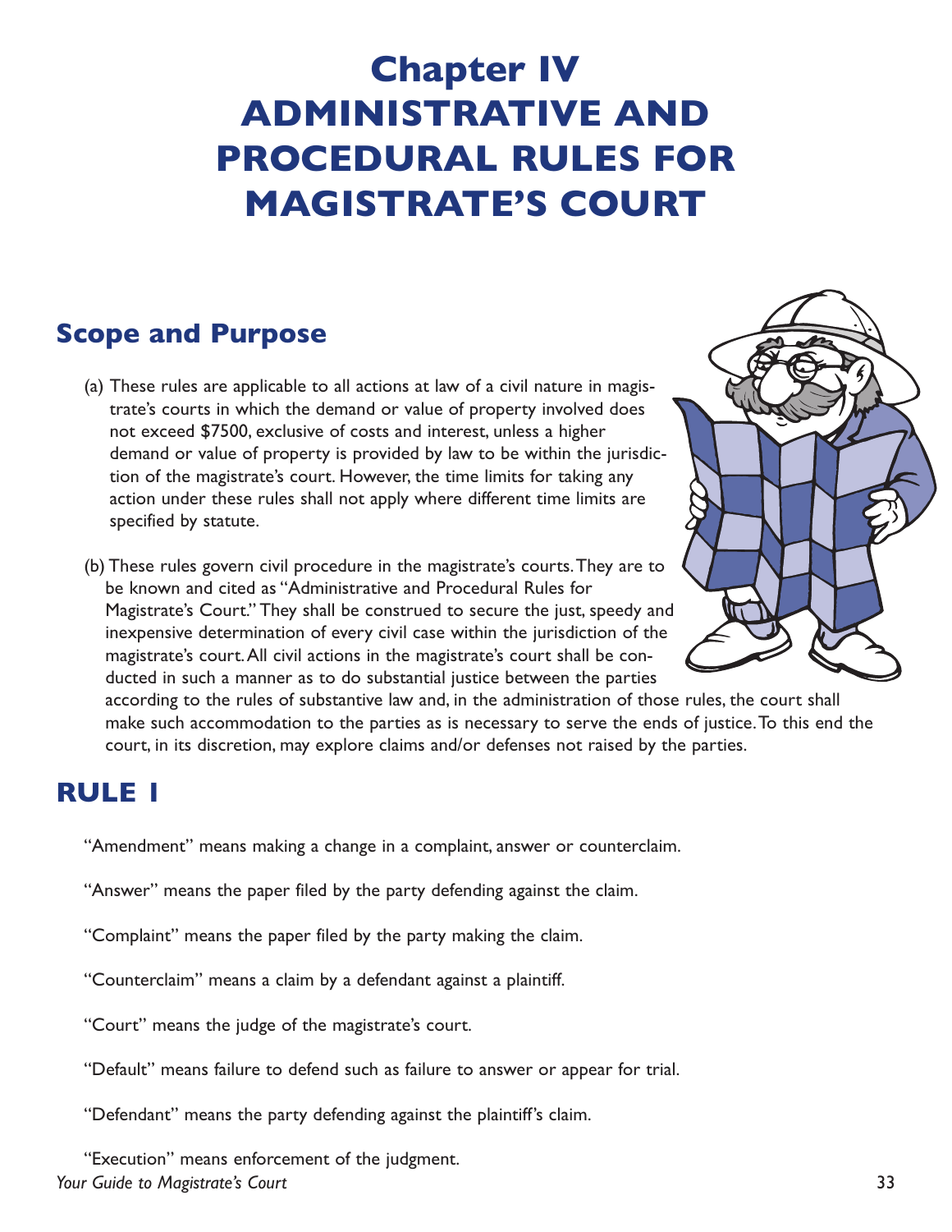# Chapter IV ADMINISTRATIVE AND PROCEDURAL RULES FOR MAGISTRATE'S COURT

## Scope and Purpose

(a) These rules are applicable to all actions at law of a civil nature in magistrate's courts in which the demand or value of property involved does not exceed $7500, exclusive of costs and interest, unless a higher demand or value of property is provided by law to be within the jurisdiction of the magistrate's court. However, the time limits for taking any action under these rules shall not apply where different time limits are specified by statute.

(b) These rules govern civil procedure in the magistrate's courts. They are to be known and cited as "Administrative and Procedural Rules for Magistrate's Court." They shall be construed to secure the just, speedy and inexpensive determination of every civil case within the jurisdiction of the magistrate's court. All civil actions in the magistrate's court shall be conducted in such a manner as to do substantial justice between the parties according to the rules of substantive law and, in the administration of those rules, the court shall make such accommodation to the parties as is necessary to serve the ends of justice. To this end the court, in its discretion, may explore claims and/or defenses not raised by the parties.

## RULE 1

"Amendment" means making a change in a complaint, answer or counterclaim.

"Answer" means the paper filed by the party defending against the claim.

"Complaint" means the paper filed by the party making the claim.

"Counterclaim" means a claim by a defendant against a plaintiff.

"Court" means the judge of the magistrate's court.

"Default" means failure to defend such as failure to answer or appear for trial.

"Defendant" means the party defending against the plaintiff's claim.

"Execution" means enforcement of the judgment.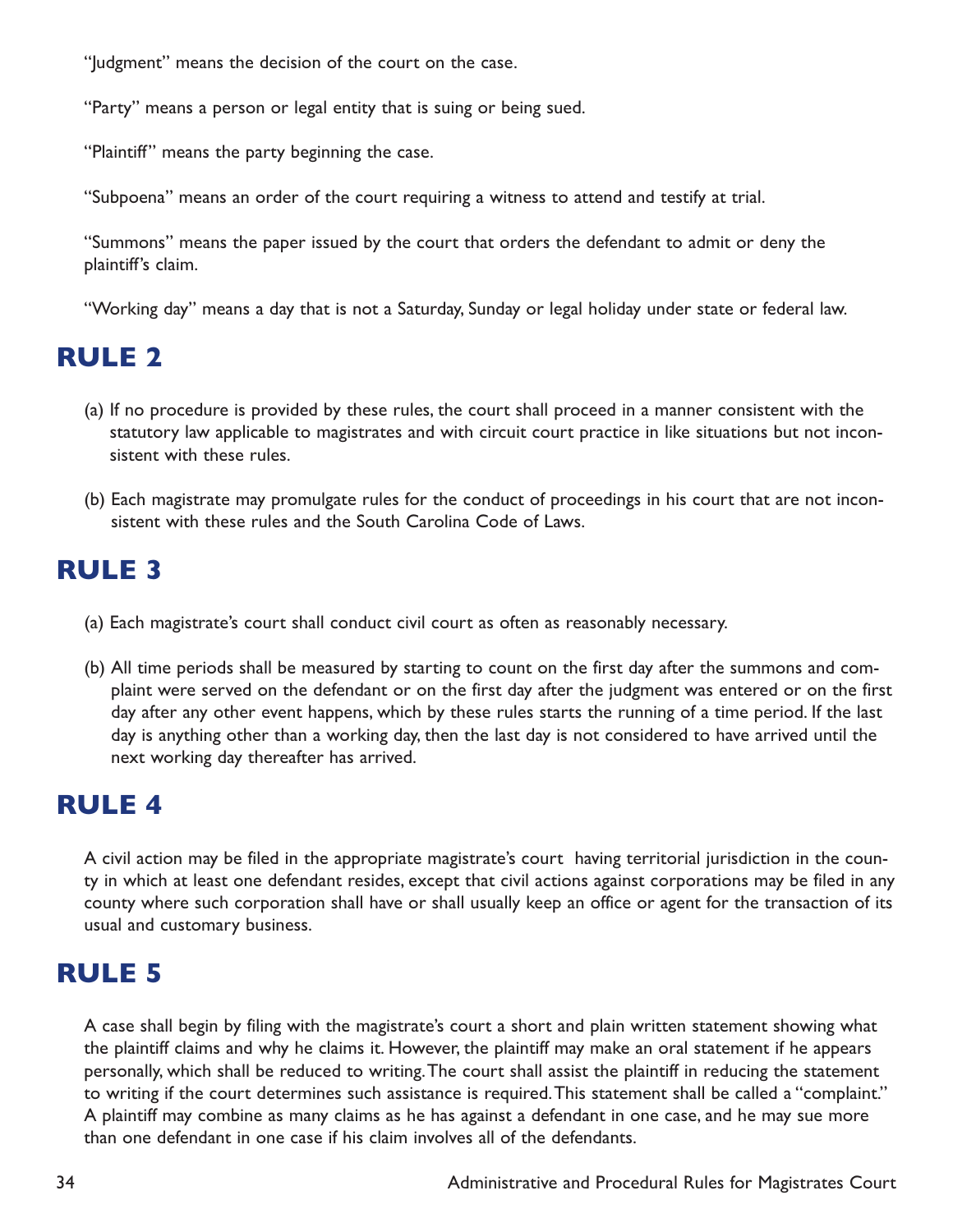"Judgment" means the decision of the court on the case.

"Party" means a person or legal entity that is suing or being sued.

"Plaintiff" means the party beginning the case.

"Subpoena" means an order of the court requiring a witness to attend and testify at trial.

"Summons" means the paper issued by the court that orders the defendant to admit or deny the plaintiff's claim.

"Working day" means a day that is not a Saturday, Sunday or legal holiday under state or federal law.

## RULE 2

(a) If no procedure is provided by these rules, the court shall proceed in a manner consistent with the statutory law applicable to magistrates and with circuit court practice in like situations but not inconsistent with these rules.

(b) Each magistrate may promulgate rules for the conduct of proceedings in his court that are not inconsistent with these rules and the South Carolina Code of Laws.

## RULE 3

(a) Each magistrate's court shall conduct civil court as often as reasonably necessary.

(b) All time periods shall be measured by starting to count on the first day after the summons and complaint were served on the defendant or on the first day after the judgment was entered or on the first day after any other event happens, which by these rules starts the running of a time period. If the last day is anything other than a working day, then the last day is not considered to have arrived until the next working day thereafter has arrived.

## RULE 4

A civil action may be filed in the appropriate magistrate's court having territorial jurisdiction in the county in which at least one defendant resides, except that civil actions against corporations may be filed in any county where such corporation shall have or shall usually keep an office or agent for the transaction of its usual and customary business.

## RULE 5

A case shall begin by filing with the magistrate's court a short and plain written statement showing what the plaintiff claims and why he claims it. However, the plaintiff may make an oral statement if he appears personally, which shall be reduced to writing. The court shall assist the plaintiff in reducing the statement to writing if the court determines such assistance is required. This statement shall be called a "complaint." A plaintiff may combine as many claims as he has against a defendant in one case, and he may sue more than one defendant in one case if his claim involves all of the defendants.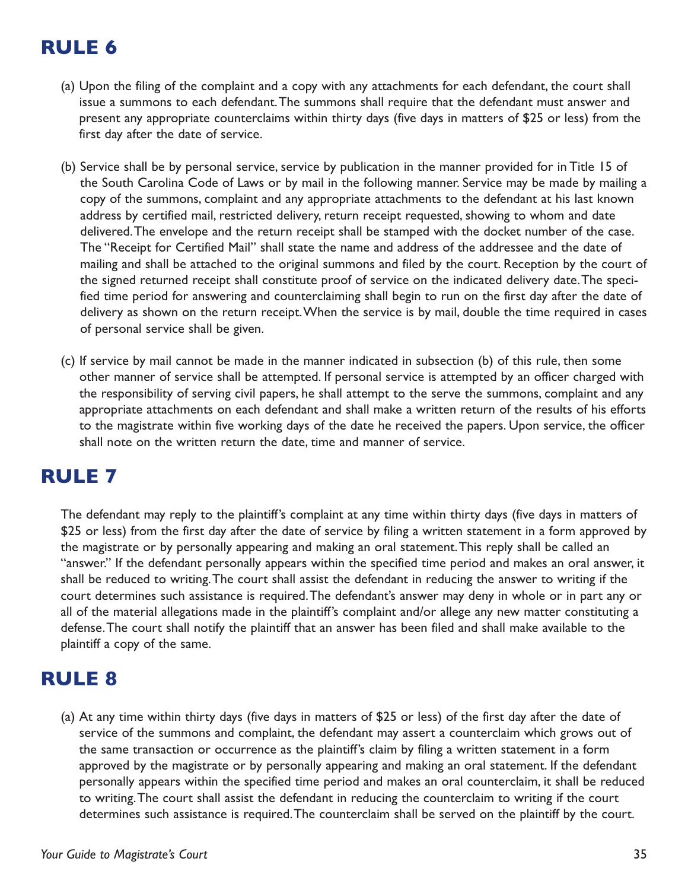## RULE 6

(a) Upon the filing of the complaint and a copy with any attachments for each defendant, the court shall issue a summons to each defendant. The summons shall require that the defendant must answer and present any appropriate counterclaims within thirty days (five days in matters of $25 or less) from the first day after the date of service.

(b) Service shall be by personal service, service by publication in the manner provided for in Title 15 of the South Carolina Code of Laws or by mail in the following manner. Service may be made by mailing a copy of the summons, complaint and any appropriate attachments to the defendant at his last known address by certified mail, restricted delivery, return receipt requested, showing to whom and date delivered. The envelope and the return receipt shall be stamped with the docket number of the case. The "Receipt for Certified Mail" shall state the name and address of the addressee and the date of mailing and shall be attached to the original summons and filed by the court. Reception by the court of the signed returned receipt shall constitute proof of service on the indicated delivery date. The specified time period for answering and counterclaiming shall begin to run on the first day after the date of delivery as shown on the return receipt. When the service is by mail, double the time required in cases of personal service shall be given.

(c) If service by mail cannot be made in the manner indicated in subsection (b) of this rule, then some other manner of service shall be attempted. If personal service is attempted by an officer charged with the responsibility of serving civil papers, he shall attempt to the serve the summons, complaint and any appropriate attachments on each defendant and shall make a written return of the results of his efforts to the magistrate within five working days of the date he received the papers. Upon service, the officer shall note on the written return the date, time and manner of service.

## RULE 7

The defendant may reply to the plaintiff's complaint at any time within thirty days (five days in matters of $25 or less) from the first day after the date of service by filing a written statement in a form approved by the magistrate or by personally appearing and making an oral statement. This reply shall be called an "answer." If the defendant personally appears within the specified time period and makes an oral answer, it shall be reduced to writing. The court shall assist the defendant in reducing the answer to writing if the court determines such assistance is required. The defendant's answer may deny in whole or in part any or all of the material allegations made in the plaintiff's complaint and/or allege any new matter constituting a defense. The court shall notify the plaintiff that an answer has been filed and shall make available to the plaintiff a copy of the same.

## RULE 8

(a) At any time within thirty days (five days in matters of $25 or less) of the first day after the date of service of the summons and complaint, the defendant may assert a counterclaim which grows out of the same transaction or occurrence as the plaintiff's claim by filing a written statement in a form approved by the magistrate or by personally appearing and making an oral statement. If the defendant personally appears within the specified time period and makes an oral counterclaim, it shall be reduced to writing. The court shall assist the defendant in reducing the counterclaim to writing if the court determines such assistance is required. The counterclaim shall be served on the plaintiff by the court.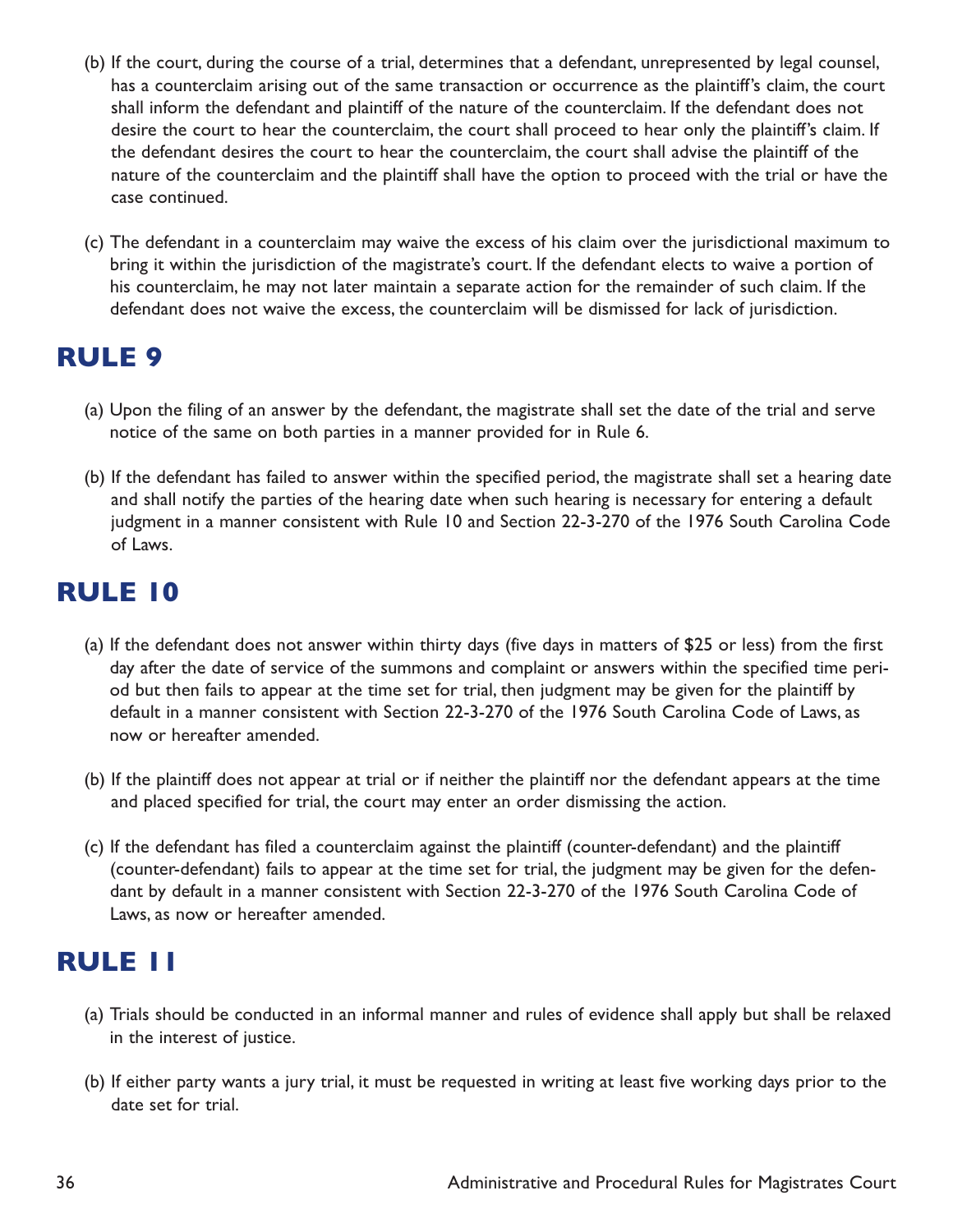(b) If the court, during the course of a trial, determines that a defendant, unrepresented by legal counsel, has a counterclaim arising out of the same transaction or occurrence as the plaintiff's claim, the court shall inform the defendant and plaintiff of the nature of the counterclaim. If the defendant does not desire the court to hear the counterclaim, the court shall proceed to hear only the plaintiff's claim. If the defendant desires the court to hear the counterclaim, the court shall advise the plaintiff of the nature of the counterclaim and the plaintiff shall have the option to proceed with the trial or have the case continued.

(c) The defendant in a counterclaim may waive the excess of his claim over the jurisdictional maximum to bring it within the jurisdiction of the magistrate's court. If the defendant elects to waive a portion of his counterclaim, he may not later maintain a separate action for the remainder of such claim. If the defendant does not waive the excess, the counterclaim will be dismissed for lack of jurisdiction.

## RULE 9

(a) Upon the filing of an answer by the defendant, the magistrate shall set the date of the trial and serve notice of the same on both parties in a manner provided for in Rule 6.

(b) If the defendant has failed to answer within the specified period, the magistrate shall set a hearing date and shall notify the parties of the hearing date when such hearing is necessary for entering a default judgment in a manner consistent with Rule 10 and Section 22-3-270 of the 1976 South Carolina Code of Laws.

## RULE 10

(a) If the defendant does not answer within thirty days (five days in matters of $25 or less) from the first day after the date of service of the summons and complaint or answers within the specified time period but then fails to appear at the time set for trial, then judgment may be given for the plaintiff by default in a manner consistent with Section 22-3-270 of the 1976 South Carolina Code of Laws, as now or hereafter amended.

(b) If the plaintiff does not appear at trial or if neither the plaintiff nor the defendant appears at the time and placed specified for trial, the court may enter an order dismissing the action.

(c) If the defendant has filed a counterclaim against the plaintiff (counter-defendant) and the plaintiff (counter-defendant) fails to appear at the time set for trial, the judgment may be given for the defendant by default in a manner consistent with Section 22-3-270 of the 1976 South Carolina Code of Laws, as now or hereafter amended.

## RULE 11

(a) Trials should be conducted in an informal manner and rules of evidence shall apply but shall be relaxed in the interest of justice.

(b) If either party wants a jury trial, it must be requested in writing at least five working days prior to the date set for trial.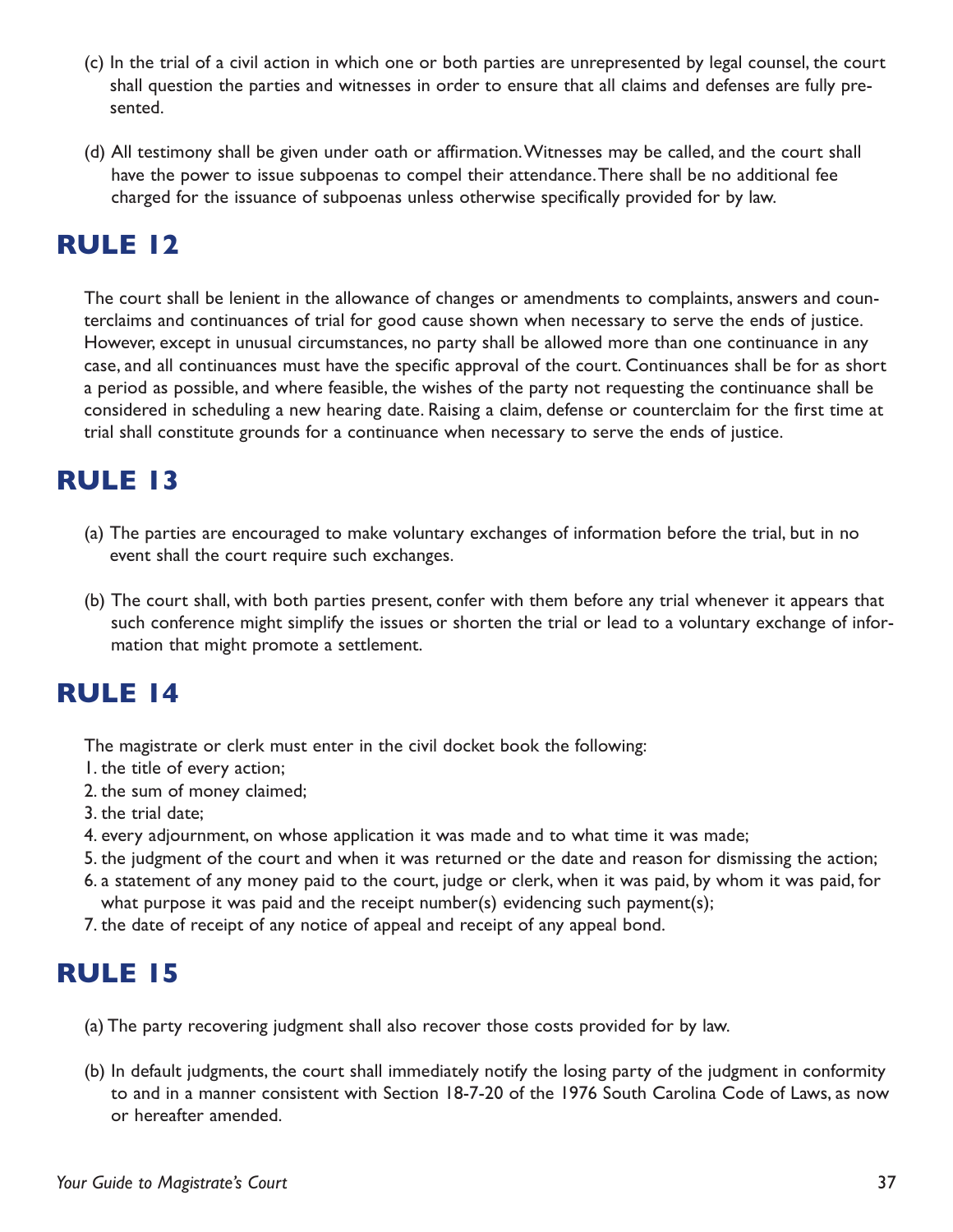(c) In the trial of a civil action in which one or both parties are unrepresented by legal counsel, the court shall question the parties and witnesses in order to ensure that all claims and defenses are fully presented.

(d) All testimony shall be given under oath or affirmation. Witnesses may be called, and the court shall have the power to issue subpoenas to compel their attendance. There shall be no additional fee charged for the issuance of subpoenas unless otherwise specifically provided for by law.

## RULE 12

The court shall be lenient in the allowance of changes or amendments to complaints, answers and counterclaims and continuances of trial for good cause shown when necessary to serve the ends of justice. However, except in unusual circumstances, no party shall be allowed more than one continuance in any case, and all continuances must have the specific approval of the court. Continuances shall be for as short a period as possible, and where feasible, the wishes of the party not requesting the continuance shall be considered in scheduling a new hearing date. Raising a claim, defense or counterclaim for the first time at trial shall constitute grounds for a continuance when necessary to serve the ends of justice.

## RULE 13

(a) The parties are encouraged to make voluntary exchanges of information before the trial, but in no event shall the court require such exchanges.

(b) The court shall, with both parties present, confer with them before any trial whenever it appears that such conference might simplify the issues or shorten the trial or lead to a voluntary exchange of information that might promote a settlement.

## RULE 14

The magistrate or clerk must enter in the civil docket book the following:

1. the title of every action;
2. the sum of money claimed;
3. the trial date;
4. every adjournment, on whose application it was made and to what time it was made;
5. the judgment of the court and when it was returned or the date and reason for dismissing the action;
6. a statement of any money paid to the court, judge or clerk, when it was paid, by whom it was paid, for what purpose it was paid and the receipt number(s) evidencing such payment(s);
7. the date of receipt of any notice of appeal and receipt of any appeal bond.

## RULE 15

(a) The party recovering judgment shall also recover those costs provided for by law.

(b) In default judgments, the court shall immediately notify the losing party of the judgment in conformity to and in a manner consistent with Section 18-7-20 of the 1976 South Carolina Code of Laws, as now or hereafter amended.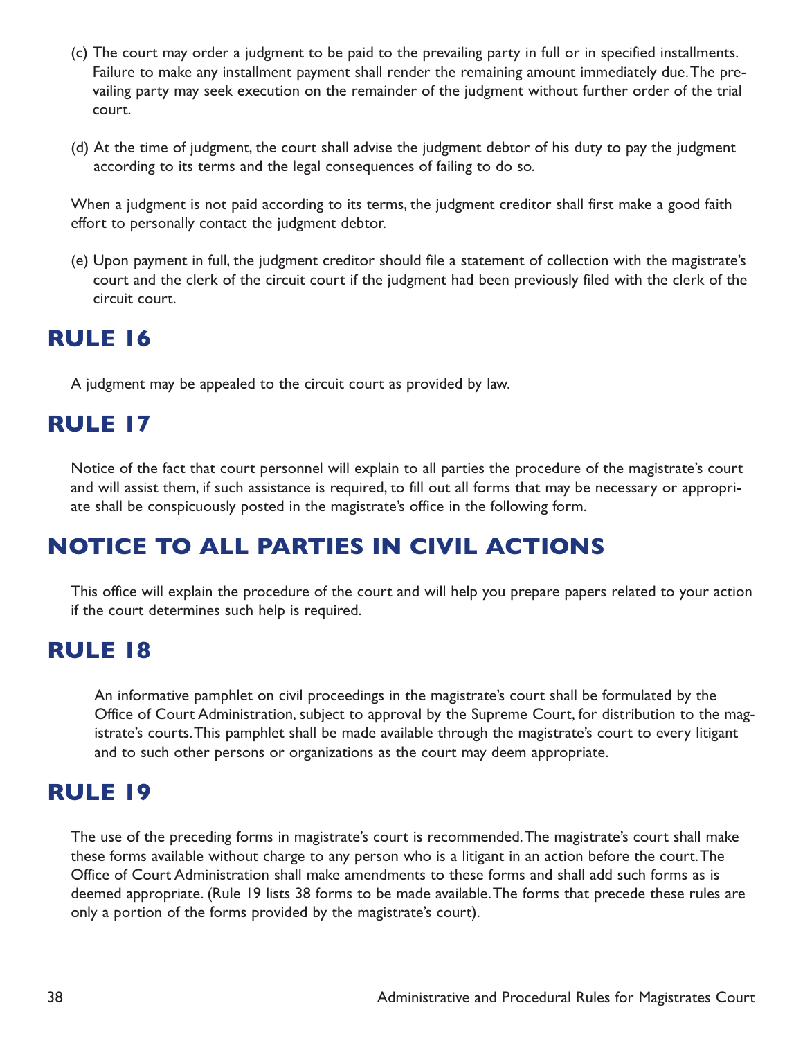(c) The court may order a judgment to be paid to the prevailing party in full or in specified installments. Failure to make any installment payment shall render the remaining amount immediately due. The prevailing party may seek execution on the remainder of the judgment without further order of the trial court.

(d) At the time of judgment, the court shall advise the judgment debtor of his duty to pay the judgment according to its terms and the legal consequences of failing to do so.

When a judgment is not paid according to its terms, the judgment creditor shall first make a good faith effort to personally contact the judgment debtor.

(e) Upon payment in full, the judgment creditor should file a statement of collection with the magistrate's court and the clerk of the circuit court if the judgment had been previously filed with the clerk of the circuit court.

## RULE 16

A judgment may be appealed to the circuit court as provided by law.

## RULE 17

Notice of the fact that court personnel will explain to all parties the procedure of the magistrate's court and will assist them, if such assistance is required, to fill out all forms that may be necessary or appropriate shall be conspicuously posted in the magistrate's office in the following form.

## NOTICE TO ALL PARTIES IN CIVIL ACTIONS

This office will explain the procedure of the court and will help you prepare papers related to your action if the court determines such help is required.

## RULE 18

An informative pamphlet on civil proceedings in the magistrate's court shall be formulated by the Office of Court Administration, subject to approval by the Supreme Court, for distribution to the magistrate's courts. This pamphlet shall be made available through the magistrate's court to every litigant and to such other persons or organizations as the court may deem appropriate.

## RULE 19

The use of the preceding forms in magistrate's court is recommended. The magistrate's court shall make these forms available without charge to any person who is a litigant in an action before the court. The Office of Court Administration shall make amendments to these forms and shall add such forms as is deemed appropriate. (Rule 19 lists 38 forms to be made available. The forms that precede these rules are only a portion of the forms provided by the magistrate's court).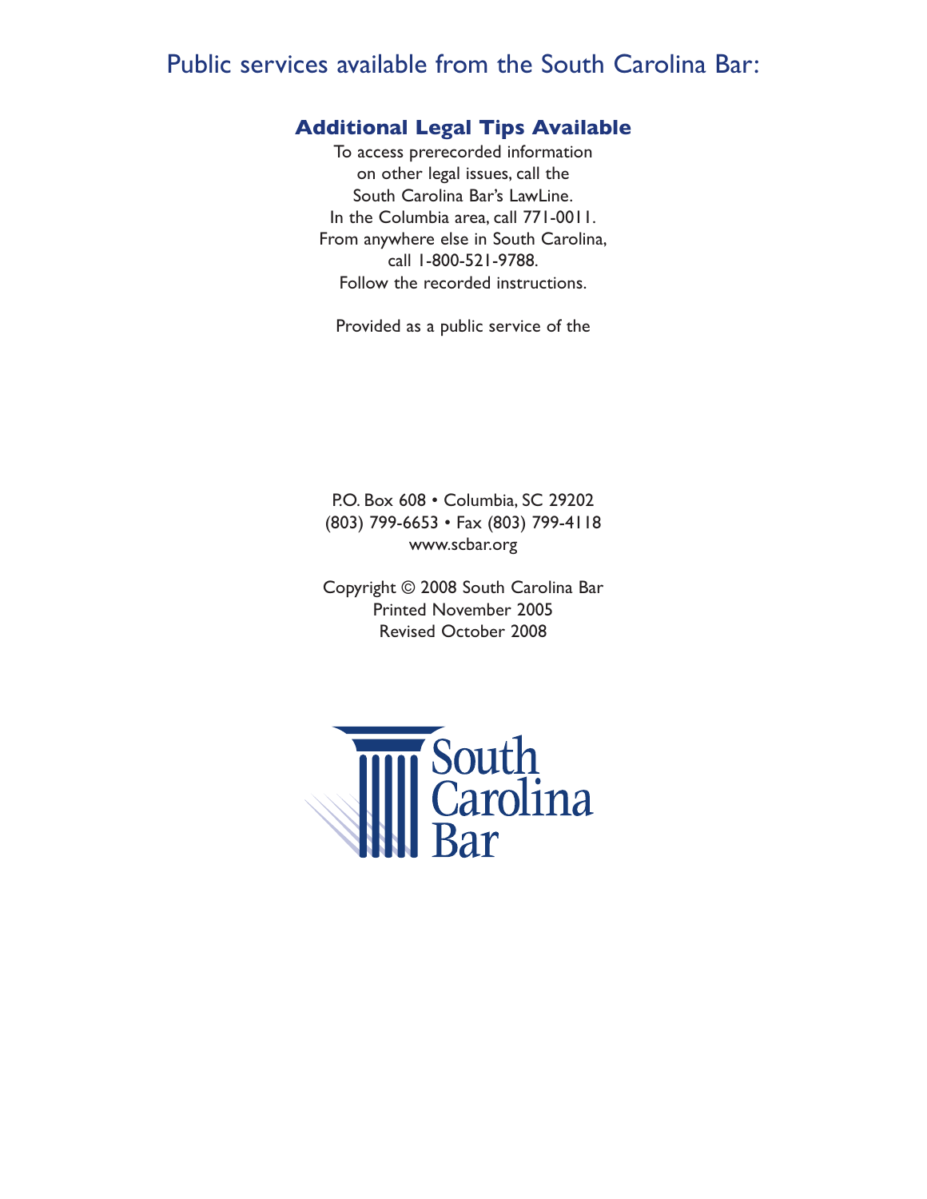# Public services available from the South Carolina Bar:

## Additional Legal Tips Available

To access prerecorded information on other legal issues, call the South Carolina Bar's LawLine.
In the Columbia area, call 771-0011.
From anywhere else in South Carolina, call 1-800-521-9788.
Follow the recorded instructions.

Provided as a public service of the

P.O. Box 608 • Columbia, SC 29202
(803) 799-6653 • Fax (803) 799-4118
www.scbar.org

Copyright © 2008 South Carolina Bar
Printed November 2005
Revised October 2008

South Carolina Bar